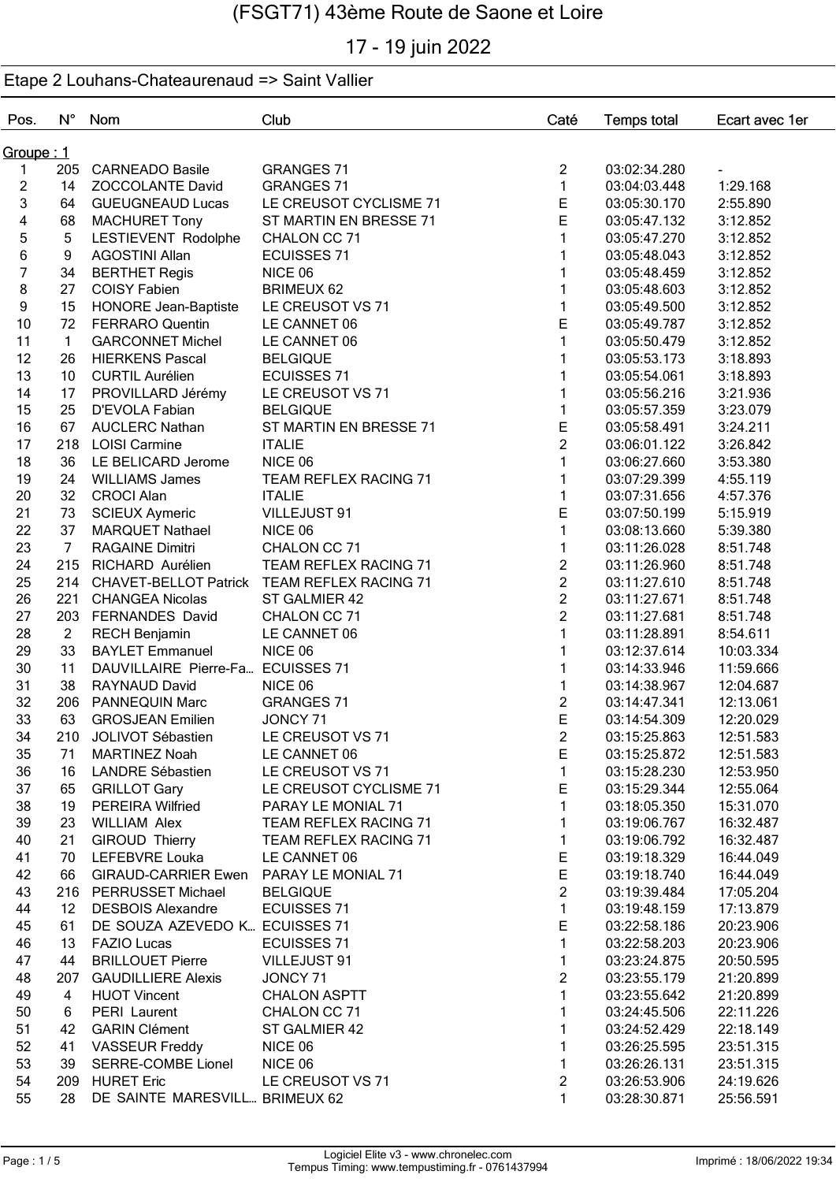# (FSGT71) 43ème Route de Saone et Loire

## 17 - 19 juin 2022

### Etape 2 Louhans-Chateaurenaud => Saint Vallier

**Groupe : 1**

| Pos. | N° | Nom | Club | Caté | Temps total | Ecart avec 1er |
|---|---|---|---|---|---|---|
| 1 | 205 | CARNEADO Basile | GRANGES 71 | 2 | 03:02:34.280 | - |
| 2 | 14 | ZOCCOLANTE David | GRANGES 71 | 1 | 03:04:03.448 | 1:29.168 |
| 3 | 64 | GUEUGNEAUD Lucas | LE CREUSOT CYCLISME 71 | E | 03:05:30.170 | 2:55.890 |
| 4 | 68 | MACHURET Tony | ST MARTIN EN BRESSE 71 | E | 03:05:47.132 | 3:12.852 |
| 5 | 5 | LESTIEVENT Rodolphe | CHALON CC 71 | 1 | 03:05:47.270 | 3:12.852 |
| 6 | 9 | AGOSTINI Allan | ECUISSES 71 | 1 | 03:05:48.043 | 3:12.852 |
| 7 | 34 | BERTHET Regis | NICE 06 | 1 | 03:05:48.459 | 3:12.852 |
| 8 | 27 | COISY Fabien | BRIMEUX 62 | 1 | 03:05:48.603 | 3:12.852 |
| 9 | 15 | HONORE Jean-Baptiste | LE CREUSOT VS 71 | 1 | 03:05:49.500 | 3:12.852 |
| 10 | 72 | FERRARO Quentin | LE CANNET 06 | E | 03:05:49.787 | 3:12.852 |
| 11 | 1 | GARCONNET Michel | LE CANNET 06 | 1 | 03:05:50.479 | 3:12.852 |
| 12 | 26 | HIERKENS Pascal | BELGIQUE | 1 | 03:05:53.173 | 3:18.893 |
| 13 | 10 | CURTIL Aurélien | ECUISSES 71 | 1 | 03:05:54.061 | 3:18.893 |
| 14 | 17 | PROVILLARD Jérémy | LE CREUSOT VS 71 | 1 | 03:05:56.216 | 3:21.936 |
| 15 | 25 | D'EVOLA Fabian | BELGIQUE | 1 | 03:05:57.359 | 3:23.079 |
| 16 | 67 | AUCLERC Nathan | ST MARTIN EN BRESSE 71 | E | 03:05:58.491 | 3:24.211 |
| 17 | 218 | LOISI Carmine | ITALIE | 2 | 03:06:01.122 | 3:26.842 |
| 18 | 36 | LE BELICARD Jerome | NICE 06 | 1 | 03:06:27.660 | 3:53.380 |
| 19 | 24 | WILLIAMS James | TEAM REFLEX RACING 71 | 1 | 03:07:29.399 | 4:55.119 |
| 20 | 32 | CROCI Alan | ITALIE | 1 | 03:07:31.656 | 4:57.376 |
| 21 | 73 | SCIEUX Aymeric | VILLEJUST 91 | E | 03:07:50.199 | 5:15.919 |
| 22 | 37 | MARQUET Nathael | NICE 06 | 1 | 03:08:13.660 | 5:39.380 |
| 23 | 7 | RAGAINE Dimitri | CHALON CC 71 | 1 | 03:11:26.028 | 8:51.748 |
| 24 | 215 | RICHARD Aurélien | TEAM REFLEX RACING 71 | 2 | 03:11:26.960 | 8:51.748 |
| 25 | 214 | CHAVET-BELLOT Patrick | TEAM REFLEX RACING 71 | 2 | 03:11:27.610 | 8:51.748 |
| 26 | 221 | CHANGEA Nicolas | ST GALMIER 42 | 2 | 03:11:27.671 | 8:51.748 |
| 27 | 203 | FERNANDES David | CHALON CC 71 | 2 | 03:11:27.681 | 8:51.748 |
| 28 | 2 | RECH Benjamin | LE CANNET 06 | 1 | 03:11:28.891 | 8:54.611 |
| 29 | 33 | BAYLET Emmanuel | NICE 06 | 1 | 03:12:37.614 | 10:03.334 |
| 30 | 11 | DAUVILLAIRE Pierre-Fa… | ECUISSES 71 | 1 | 03:14:33.946 | 11:59.666 |
| 31 | 38 | RAYNAUD David | NICE 06 | 1 | 03:14:38.967 | 12:04.687 |
| 32 | 206 | PANNEQUIN Marc | GRANGES 71 | 2 | 03:14:47.341 | 12:13.061 |
| 33 | 63 | GROSJEAN Emilien | JONCY 71 | E | 03:14:54.309 | 12:20.029 |
| 34 | 210 | JOLIVOT Sébastien | LE CREUSOT VS 71 | 2 | 03:15:25.863 | 12:51.583 |
| 35 | 71 | MARTINEZ Noah | LE CANNET 06 | E | 03:15:25.872 | 12:51.583 |
| 36 | 16 | LANDRE Sébastien | LE CREUSOT VS 71 | 1 | 03:15:28.230 | 12:53.950 |
| 37 | 65 | GRILLOT Gary | LE CREUSOT CYCLISME 71 | E | 03:15:29.344 | 12:55.064 |
| 38 | 19 | PEREIRA Wilfried | PARAY LE MONIAL 71 | 1 | 03:18:05.350 | 15:31.070 |
| 39 | 23 | WILLIAM Alex | TEAM REFLEX RACING 71 | 1 | 03:19:06.767 | 16:32.487 |
| 40 | 21 | GIROUD Thierry | TEAM REFLEX RACING 71 | 1 | 03:19:06.792 | 16:32.487 |
| 41 | 70 | LEFEBVRE Louka | LE CANNET 06 | E | 03:19:18.329 | 16:44.049 |
| 42 | 66 | GIRAUD-CARRIER Ewen | PARAY LE MONIAL 71 | E | 03:19:18.740 | 16:44.049 |
| 43 | 216 | PERRUSSET Michael | BELGIQUE | 2 | 03:19:39.484 | 17:05.204 |
| 44 | 12 | DESBOIS Alexandre | ECUISSES 71 | 1 | 03:19:48.159 | 17:13.879 |
| 45 | 61 | DE SOUZA AZEVEDO K… | ECUISSES 71 | E | 03:22:58.186 | 20:23.906 |
| 46 | 13 | FAZIO Lucas | ECUISSES 71 | 1 | 03:22:58.203 | 20:23.906 |
| 47 | 44 | BRILLOUET Pierre | VILLEJUST 91 | 1 | 03:23:24.875 | 20:50.595 |
| 48 | 207 | GAUDILLIERE Alexis | JONCY 71 | 2 | 03:23:55.179 | 21:20.899 |
| 49 | 4 | HUOT Vincent | CHALON ASPTT | 1 | 03:23:55.642 | 21:20.899 |
| 50 | 6 | PERI Laurent | CHALON CC 71 | 1 | 03:24:45.506 | 22:11.226 |
| 51 | 42 | GARIN Clément | ST GALMIER 42 | 1 | 03:24:52.429 | 22:18.149 |
| 52 | 41 | VASSEUR Freddy | NICE 06 | 1 | 03:26:25.595 | 23:51.315 |
| 53 | 39 | SERRE-COMBE Lionel | NICE 06 | 1 | 03:26:26.131 | 23:51.315 |
| 54 | 209 | HURET Eric | LE CREUSOT VS 71 | 2 | 03:26:53.906 | 24:19.626 |
| 55 | 28 | DE SAINTE MARESVILL… | BRIMEUX 62 | 1 | 03:28:30.871 | 25:56.591 |

Logiciel Elite v3 - www.chronelec.com
Tempus Timing: www.tempustiming.fr - 0761437994

Imprimé : 18/06/2022 19:34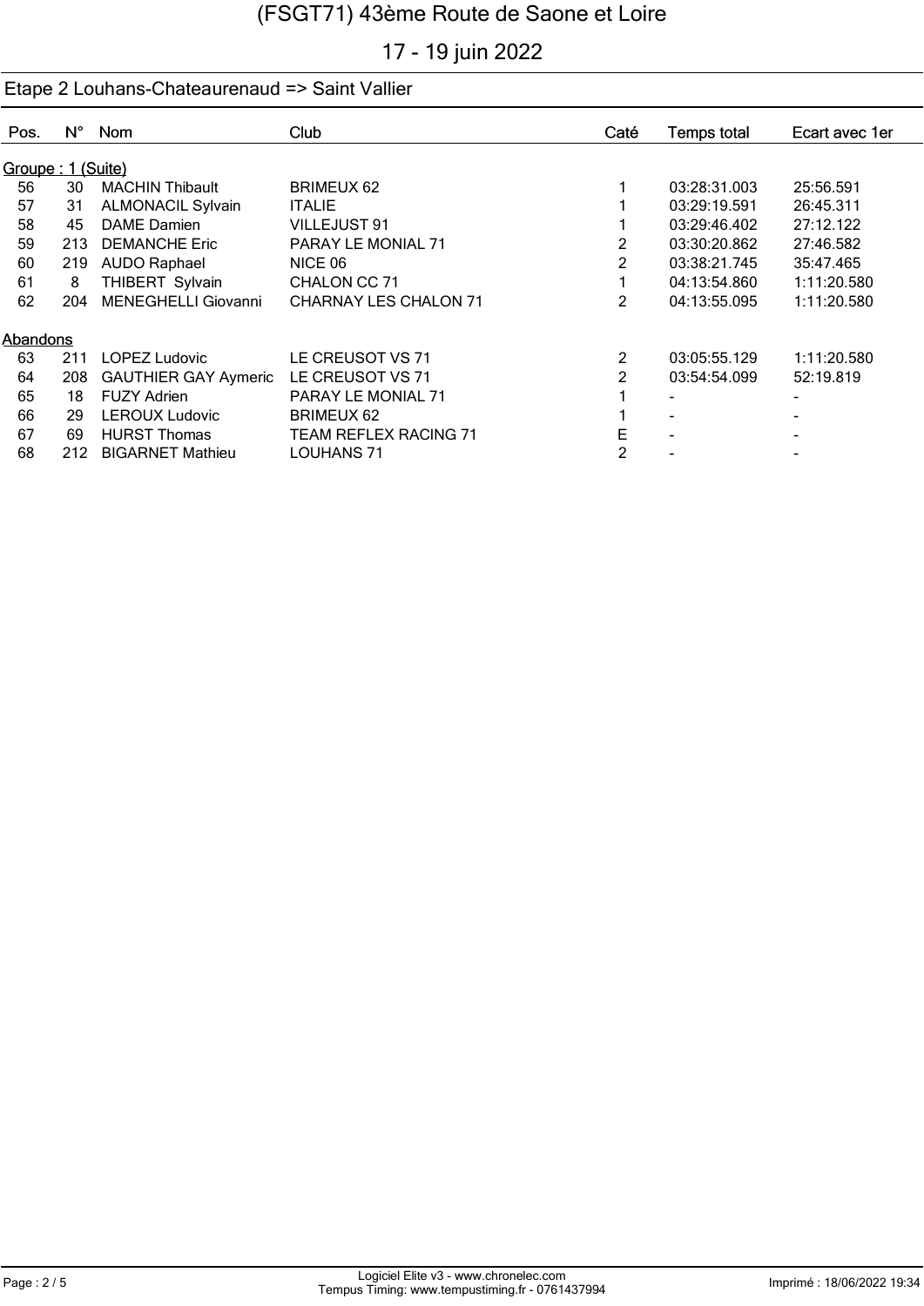# (FSGT71) 43ème Route de Saone et Loire

17 - 19 juin 2022

## Etape 2 Louhans-Chateaurenaud => Saint Vallier

| Pos. | N° | Nom | Club | Caté | Temps total | Ecart avec 1er |
|---|---|---|---|---|---|---|
| **Groupe : 1 (Suite)** | | | | | | |
| 56 | 30 | MACHIN Thibault | BRIMEUX 62 | 1 | 03:28:31.003 | 25:56.591 |
| 57 | 31 | ALMONACIL Sylvain | ITALIE | 1 | 03:29:19.591 | 26:45.311 |
| 58 | 45 | DAME Damien | VILLEJUST 91 | 1 | 03:29:46.402 | 27:12.122 |
| 59 | 213 | DEMANCHE Eric | PARAY LE MONIAL 71 | 2 | 03:30:20.862 | 27:46.582 |
| 60 | 219 | AUDO Raphael | NICE 06 | 2 | 03:38:21.745 | 35:47.465 |
| 61 | 8 | THIBERT Sylvain | CHALON CC 71 | 1 | 04:13:54.860 | 1:11:20.580 |
| 62 | 204 | MENEGHELLI Giovanni | CHARNAY LES CHALON 71 | 2 | 04:13:55.095 | 1:11:20.580 |
| **Abandons** | | | | | | |
| 63 | 211 | LOPEZ Ludovic | LE CREUSOT VS 71 | 2 | 03:05:55.129 | 1:11:20.580 |
| 64 | 208 | GAUTHIER GAY Aymeric | LE CREUSOT VS 71 | 2 | 03:54:54.099 | 52:19.819 |
| 65 | 18 | FUZY Adrien | PARAY LE MONIAL 71 | 1 | - | - |
| 66 | 29 | LEROUX Ludovic | BRIMEUX 62 | 1 | - | - |
| 67 | 69 | HURST Thomas | TEAM REFLEX RACING 71 | E | - | - |
| 68 | 212 | BIGARNET Mathieu | LOUHANS 71 | 2 | - | - |

Logiciel Elite v3 - www.chronelec.com
Tempus Timing: www.tempustiming.fr - 0761437994

Imprimé : 18/06/2022 19:34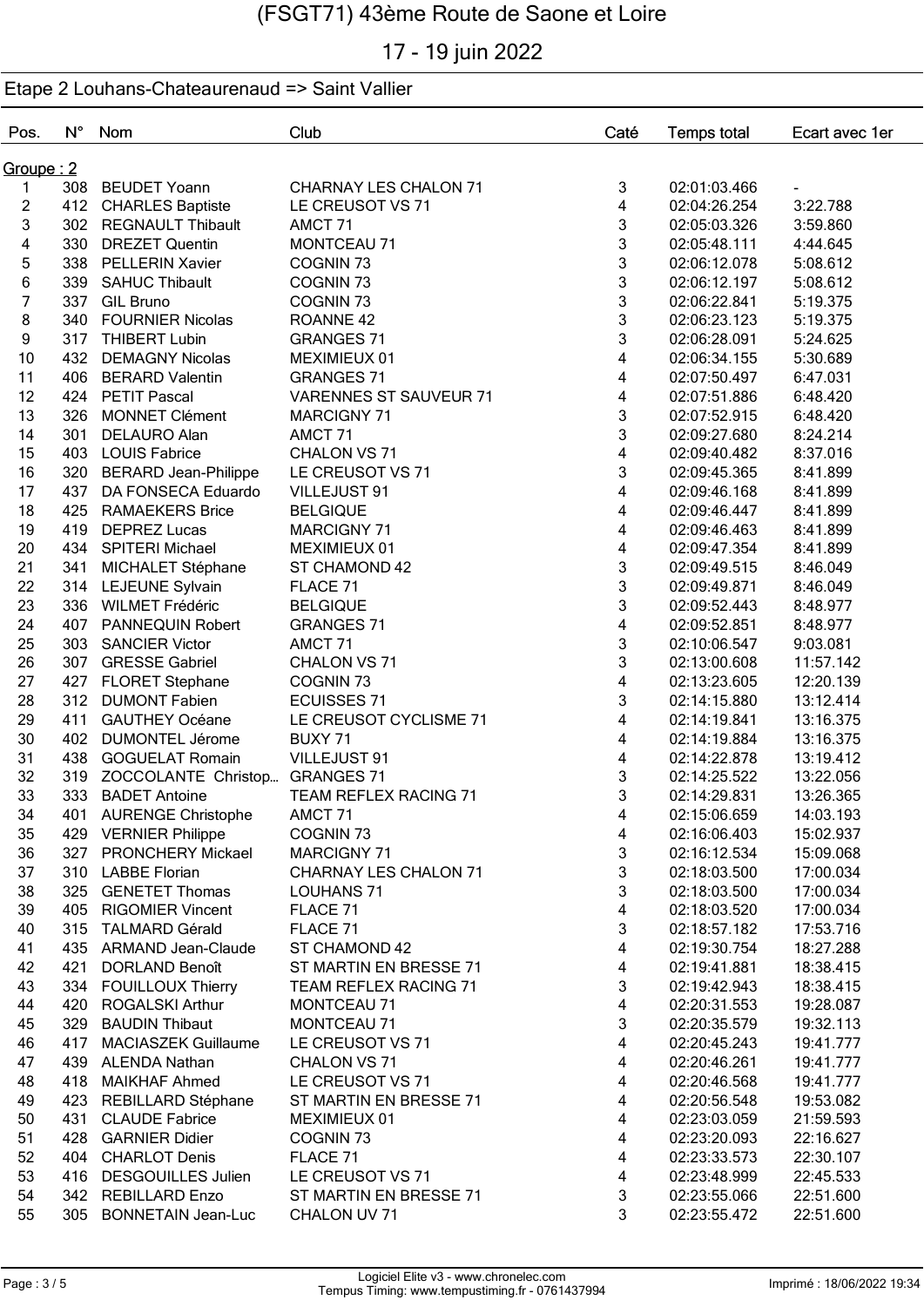# (FSGT71) 43ème Route de Saone et Loire

## 17 - 19 juin 2022

### Etape 2 Louhans-Chateaurenaud => Saint Vallier

| Pos. | N° | Nom | Club | Caté | Temps total | Ecart avec 1er |
|---|---|---|---|---|---|---|
| Groupe : 2 | | | | | | |
| 1 | 308 | BEUDET Yoann | CHARNAY LES CHALON 71 | 3 | 02:01:03.466 | - |
| 2 | 412 | CHARLES Baptiste | LE CREUSOT VS 71 | 4 | 02:04:26.254 | 3:22.788 |
| 3 | 302 | REGNAULT Thibault | AMCT 71 | 3 | 02:05:03.326 | 3:59.860 |
| 4 | 330 | DREZET Quentin | MONTCEAU 71 | 3 | 02:05:48.111 | 4:44.645 |
| 5 | 338 | PELLERIN Xavier | COGNIN 73 | 3 | 02:06:12.078 | 5:08.612 |
| 6 | 339 | SAHUC Thibault | COGNIN 73 | 3 | 02:06:12.197 | 5:08.612 |
| 7 | 337 | GIL Bruno | COGNIN 73 | 3 | 02:06:22.841 | 5:19.375 |
| 8 | 340 | FOURNIER Nicolas | ROANNE 42 | 3 | 02:06:23.123 | 5:19.375 |
| 9 | 317 | THIBERT Lubin | GRANGES 71 | 3 | 02:06:28.091 | 5:24.625 |
| 10 | 432 | DEMAGNY Nicolas | MEXIMIEUX 01 | 4 | 02:06:34.155 | 5:30.689 |
| 11 | 406 | BERARD Valentin | GRANGES 71 | 4 | 02:07:50.497 | 6:47.031 |
| 12 | 424 | PETIT Pascal | VARENNES ST SAUVEUR 71 | 4 | 02:07:51.886 | 6:48.420 |
| 13 | 326 | MONNET Clément | MARCIGNY 71 | 3 | 02:07:52.915 | 6:48.420 |
| 14 | 301 | DELAURO Alan | AMCT 71 | 3 | 02:09:27.680 | 8:24.214 |
| 15 | 403 | LOUIS Fabrice | CHALON VS 71 | 4 | 02:09:40.482 | 8:37.016 |
| 16 | 320 | BERARD Jean-Philippe | LE CREUSOT VS 71 | 3 | 02:09:45.365 | 8:41.899 |
| 17 | 437 | DA FONSECA Eduardo | VILLEJUST 91 | 4 | 02:09:46.168 | 8:41.899 |
| 18 | 425 | RAMAEKERS Brice | BELGIQUE | 4 | 02:09:46.447 | 8:41.899 |
| 19 | 419 | DEPREZ Lucas | MARCIGNY 71 | 4 | 02:09:46.463 | 8:41.899 |
| 20 | 434 | SPITERI Michael | MEXIMIEUX 01 | 4 | 02:09:47.354 | 8:41.899 |
| 21 | 341 | MICHALET Stéphane | ST CHAMOND 42 | 3 | 02:09:49.515 | 8:46.049 |
| 22 | 314 | LEJEUNE Sylvain | FLACE 71 | 3 | 02:09:49.871 | 8:46.049 |
| 23 | 336 | WILMET Frédéric | BELGIQUE | 3 | 02:09:52.443 | 8:48.977 |
| 24 | 407 | PANNEQUIN Robert | GRANGES 71 | 4 | 02:09:52.851 | 8:48.977 |
| 25 | 303 | SANCIER Victor | AMCT 71 | 3 | 02:10:06.547 | 9:03.081 |
| 26 | 307 | GRESSE Gabriel | CHALON VS 71 | 3 | 02:13:00.608 | 11:57.142 |
| 27 | 427 | FLORET Stephane | COGNIN 73 | 4 | 02:13:23.605 | 12:20.139 |
| 28 | 312 | DUMONT Fabien | ECUISSES 71 | 3 | 02:14:15.880 | 13:12.414 |
| 29 | 411 | GAUTHEY Océane | LE CREUSOT CYCLISME 71 | 4 | 02:14:19.841 | 13:16.375 |
| 30 | 402 | DUMONTEL Jérome | BUXY 71 | 4 | 02:14:19.884 | 13:16.375 |
| 31 | 438 | GOGUELAT Romain | VILLEJUST 91 | 4 | 02:14:22.878 | 13:19.412 |
| 32 | 319 | ZOCCOLANTE Christop... | GRANGES 71 | 3 | 02:14:25.522 | 13:22.056 |
| 33 | 333 | BADET Antoine | TEAM REFLEX RACING 71 | 3 | 02:14:29.831 | 13:26.365 |
| 34 | 401 | AURENGE Christophe | AMCT 71 | 4 | 02:15:06.659 | 14:03.193 |
| 35 | 429 | VERNIER Philippe | COGNIN 73 | 4 | 02:16:06.403 | 15:02.937 |
| 36 | 327 | PRONCHERY Mickael | MARCIGNY 71 | 3 | 02:16:12.534 | 15:09.068 |
| 37 | 310 | LABBE Florian | CHARNAY LES CHALON 71 | 3 | 02:18:03.500 | 17:00.034 |
| 38 | 325 | GENETET Thomas | LOUHANS 71 | 3 | 02:18:03.500 | 17:00.034 |
| 39 | 405 | RIGOMIER Vincent | FLACE 71 | 4 | 02:18:03.520 | 17:00.034 |
| 40 | 315 | TALMARD Gérald | FLACE 71 | 3 | 02:18:57.182 | 17:53.716 |
| 41 | 435 | ARMAND Jean-Claude | ST CHAMOND 42 | 4 | 02:19:30.754 | 18:27.288 |
| 42 | 421 | DORLAND Benoît | ST MARTIN EN BRESSE 71 | 4 | 02:19:41.881 | 18:38.415 |
| 43 | 334 | FOUILLOUX Thierry | TEAM REFLEX RACING 71 | 3 | 02:19:42.943 | 18:38.415 |
| 44 | 420 | ROGALSKI Arthur | MONTCEAU 71 | 4 | 02:20:31.553 | 19:28.087 |
| 45 | 329 | BAUDIN Thibaut | MONTCEAU 71 | 3 | 02:20:35.579 | 19:32.113 |
| 46 | 417 | MACIASZEK Guillaume | LE CREUSOT VS 71 | 4 | 02:20:45.243 | 19:41.777 |
| 47 | 439 | ALENDA Nathan | CHALON VS 71 | 4 | 02:20:46.261 | 19:41.777 |
| 48 | 418 | MAIKHAF Ahmed | LE CREUSOT VS 71 | 4 | 02:20:46.568 | 19:41.777 |
| 49 | 423 | REBILLARD Stéphane | ST MARTIN EN BRESSE 71 | 4 | 02:20:56.548 | 19:53.082 |
| 50 | 431 | CLAUDE Fabrice | MEXIMIEUX 01 | 4 | 02:23:03.059 | 21:59.593 |
| 51 | 428 | GARNIER Didier | COGNIN 73 | 4 | 02:23:20.093 | 22:16.627 |
| 52 | 404 | CHARLOT Denis | FLACE 71 | 4 | 02:23:33.573 | 22:30.107 |
| 53 | 416 | DESGOUILLES Julien | LE CREUSOT VS 71 | 4 | 02:23:48.999 | 22:45.533 |
| 54 | 342 | REBILLARD Enzo | ST MARTIN EN BRESSE 71 | 3 | 02:23:55.066 | 22:51.600 |
| 55 | 305 | BONNETAIN Jean-Luc | CHALON UV 71 | 3 | 02:23:55.472 | 22:51.600 |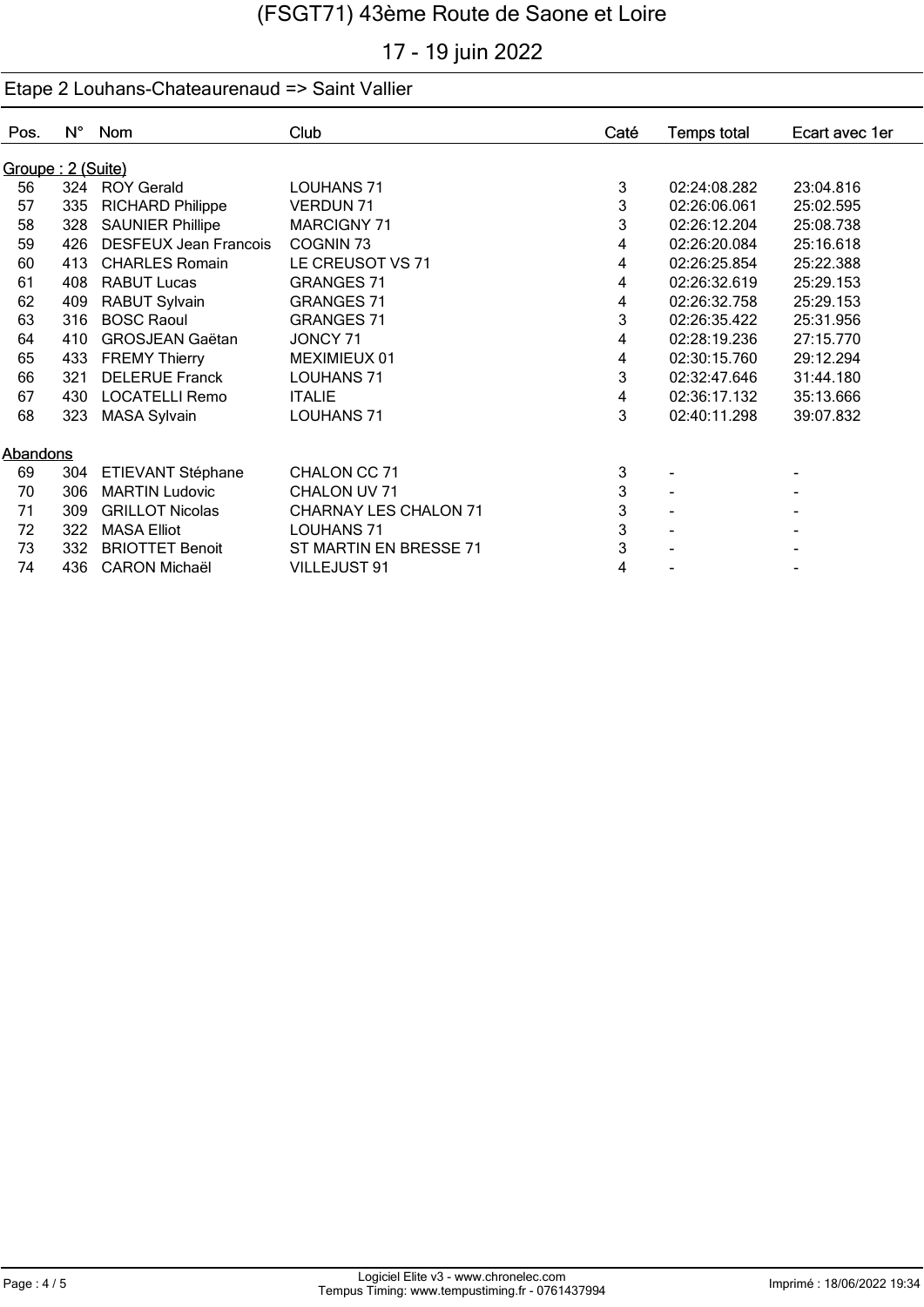# (FSGT71) 43ème Route de Saone et Loire

## 17 - 19 juin 2022

### Etape 2 Louhans-Chateaurenaud => Saint Vallier

| Pos. | N° | Nom | Club | Caté | Temps total | Ecart avec 1er |
|---|---|---|---|---|---|---|
| **Groupe : 2 (Suite)** | | | | | | |
| 56 | 324 | ROY Gerald | LOUHANS 71 | 3 | 02:24:08.282 | 23:04.816 |
| 57 | 335 | RICHARD Philippe | VERDUN 71 | 3 | 02:26:06.061 | 25:02.595 |
| 58 | 328 | SAUNIER Phillipe | MARCIGNY 71 | 3 | 02:26:12.204 | 25:08.738 |
| 59 | 426 | DESFEUX Jean Francois | COGNIN 73 | 4 | 02:26:20.084 | 25:16.618 |
| 60 | 413 | CHARLES Romain | LE CREUSOT VS 71 | 4 | 02:26:25.854 | 25:22.388 |
| 61 | 408 | RABUT Lucas | GRANGES 71 | 4 | 02:26:32.619 | 25:29.153 |
| 62 | 409 | RABUT Sylvain | GRANGES 71 | 4 | 02:26:32.758 | 25:29.153 |
| 63 | 316 | BOSC Raoul | GRANGES 71 | 3 | 02:26:35.422 | 25:31.956 |
| 64 | 410 | GROSJEAN Gaëtan | JONCY 71 | 4 | 02:28:19.236 | 27:15.770 |
| 65 | 433 | FREMY Thierry | MEXIMIEUX 01 | 4 | 02:30:15.760 | 29:12.294 |
| 66 | 321 | DELERUE Franck | LOUHANS 71 | 3 | 02:32:47.646 | 31:44.180 |
| 67 | 430 | LOCATELLI Remo | ITALIE | 4 | 02:36:17.132 | 35:13.666 |
| 68 | 323 | MASA Sylvain | LOUHANS 71 | 3 | 02:40:11.298 | 39:07.832 |
| **Abandons** | | | | | | |
| 69 | 304 | ETIEVANT Stéphane | CHALON CC 71 | 3 | - | - |
| 70 | 306 | MARTIN Ludovic | CHALON UV 71 | 3 | - | - |
| 71 | 309 | GRILLOT Nicolas | CHARNAY LES CHALON 71 | 3 | - | - |
| 72 | 322 | MASA Elliot | LOUHANS 71 | 3 | - | - |
| 73 | 332 | BRIOTTET Benoit | ST MARTIN EN BRESSE 71 | 3 | - | - |
| 74 | 436 | CARON Michaël | VILLEJUST 91 | 4 | - | - |

Logiciel Elite v3 - www.chronelec.com
Tempus Timing: www.tempustiming.fr - 0761437994

Imprimé : 18/06/2022 19:34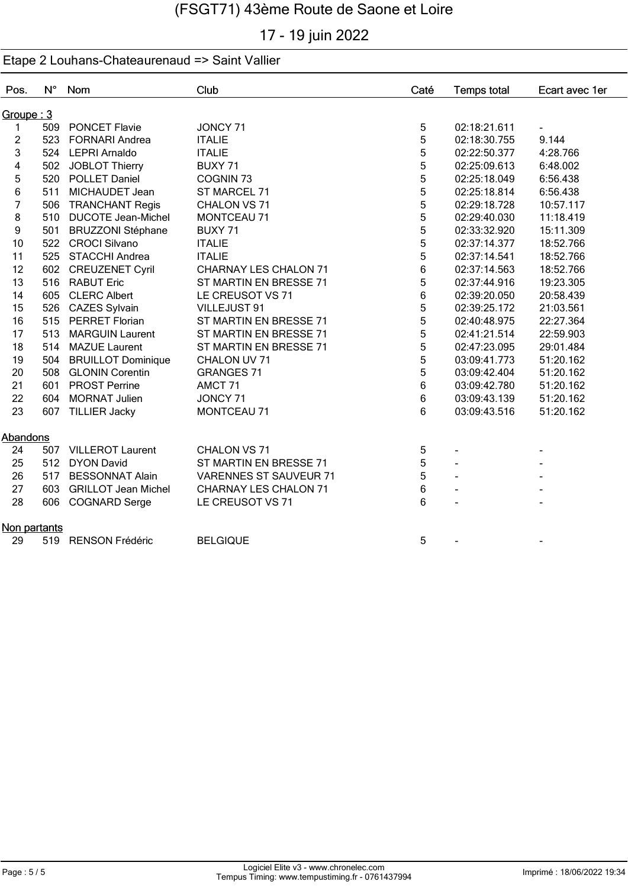# (FSGT71) 43ème Route de Saone et Loire

17 - 19 juin 2022

## Etape 2 Louhans-Chateaurenaud => Saint Vallier

| Pos. | N° | Nom | Club | Caté | Temps total | Ecart avec 1er |
|---|---|---|---|---|---|---|
| **Groupe : 3** | | | | | | |
| 1 | 509 | PONCET Flavie | JONCY 71 | 5 | 02:18:21.611 | - |
| 2 | 523 | FORNARI Andrea | ITALIE | 5 | 02:18:30.755 | 9.144 |
| 3 | 524 | LEPRI Arnaldo | ITALIE | 5 | 02:22:50.377 | 4:28.766 |
| 4 | 502 | JOBLOT Thierry | BUXY 71 | 5 | 02:25:09.613 | 6:48.002 |
| 5 | 520 | POLLET Daniel | COGNIN 73 | 5 | 02:25:18.049 | 6:56.438 |
| 6 | 511 | MICHAUDET Jean | ST MARCEL 71 | 5 | 02:25:18.814 | 6:56.438 |
| 7 | 506 | TRANCHANT Regis | CHALON VS 71 | 5 | 02:29:18.728 | 10:57.117 |
| 8 | 510 | DUCOTE Jean-Michel | MONTCEAU 71 | 5 | 02:29:40.030 | 11:18.419 |
| 9 | 501 | BRUZZONI Stéphane | BUXY 71 | 5 | 02:33:32.920 | 15:11.309 |
| 10 | 522 | CROCI Silvano | ITALIE | 5 | 02:37:14.377 | 18:52.766 |
| 11 | 525 | STACCHI Andrea | ITALIE | 5 | 02:37:14.541 | 18:52.766 |
| 12 | 602 | CREUZENET Cyril | CHARNAY LES CHALON 71 | 6 | 02:37:14.563 | 18:52.766 |
| 13 | 516 | RABUT Eric | ST MARTIN EN BRESSE 71 | 5 | 02:37:44.916 | 19:23.305 |
| 14 | 605 | CLERC Albert | LE CREUSOT VS 71 | 6 | 02:39:20.050 | 20:58.439 |
| 15 | 526 | CAZES Sylvain | VILLEJUST 91 | 5 | 02:39:25.172 | 21:03.561 |
| 16 | 515 | PERRET Florian | ST MARTIN EN BRESSE 71 | 5 | 02:40:48.975 | 22:27.364 |
| 17 | 513 | MARGUIN Laurent | ST MARTIN EN BRESSE 71 | 5 | 02:41:21.514 | 22:59.903 |
| 18 | 514 | MAZUE Laurent | ST MARTIN EN BRESSE 71 | 5 | 02:47:23.095 | 29:01.484 |
| 19 | 504 | BRUILLOT Dominique | CHALON UV 71 | 5 | 03:09:41.773 | 51:20.162 |
| 20 | 508 | GLONIN Corentin | GRANGES 71 | 5 | 03:09:42.404 | 51:20.162 |
| 21 | 601 | PROST Perrine | AMCT 71 | 6 | 03:09:42.780 | 51:20.162 |
| 22 | 604 | MORNAT Julien | JONCY 71 | 6 | 03:09:43.139 | 51:20.162 |
| 23 | 607 | TILLIER Jacky | MONTCEAU 71 | 6 | 03:09:43.516 | 51:20.162 |
| **Abandons** | | | | | | |
| 24 | 507 | VILLEROT Laurent | CHALON VS 71 | 5 | - | - |
| 25 | 512 | DYON David | ST MARTIN EN BRESSE 71 | 5 | - | - |
| 26 | 517 | BESSONNAT Alain | VARENNES ST SAUVEUR 71 | 5 | - | - |
| 27 | 603 | GRILLOT Jean Michel | CHARNAY LES CHALON 71 | 6 | - | - |
| 28 | 606 | COGNARD Serge | LE CREUSOT VS 71 | 6 | - | - |
| **Non partants** | | | | | | |
| 29 | 519 | RENSON Frédéric | BELGIQUE | 5 | - | - |

Logiciel Elite v3 - www.chronelec.com
Tempus Timing: www.tempustiming.fr - 0761437994

Imprimé : 18/06/2022 19:34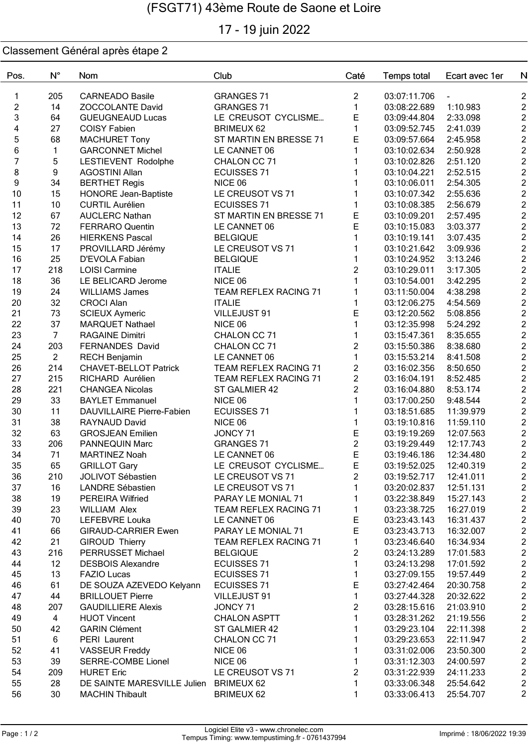# (FSGT71) 43ème Route de Saone et Loire

## 17 - 19 juin 2022

### Classement Général après étape 2

| Pos. | N° | Nom | Club | Caté | Temps total | Ecart avec 1er | N |
|---|---|---|---|---|---|---|---|
| 1 | 205 | CARNEADO Basile | GRANGES 71 | 2 | 03:07:11.706 | - | 2 |
| 2 | 14 | ZOCCOLANTE David | GRANGES 71 | 1 | 03:08:22.689 | 1:10.983 | 2 |
| 3 | 64 | GUEUGNEAUD Lucas | LE CREUSOT CYCLISME... | E | 03:09:44.804 | 2:33.098 | 2 |
| 4 | 27 | COISY Fabien | BRIMEUX 62 | 1 | 03:09:52.745 | 2:41.039 | 2 |
| 5 | 68 | MACHURET Tony | ST MARTIN EN BRESSE 71 | E | 03:09:57.664 | 2:45.958 | 2 |
| 6 | 1 | GARCONNET Michel | LE CANNET 06 | 1 | 03:10:02.634 | 2:50.928 | 2 |
| 7 | 5 | LESTIEVENT Rodolphe | CHALON CC 71 | 1 | 03:10:02.826 | 2:51.120 | 2 |
| 8 | 9 | AGOSTINI Allan | ECUISSES 71 | 1 | 03:10:04.221 | 2:52.515 | 2 |
| 9 | 34 | BERTHET Regis | NICE 06 | 1 | 03:10:06.011 | 2:54.305 | 2 |
| 10 | 15 | HONORE Jean-Baptiste | LE CREUSOT VS 71 | 1 | 03:10:07.342 | 2:55.636 | 2 |
| 11 | 10 | CURTIL Aurélien | ECUISSES 71 | 1 | 03:10:08.385 | 2:56.679 | 2 |
| 12 | 67 | AUCLERC Nathan | ST MARTIN EN BRESSE 71 | E | 03:10:09.201 | 2:57.495 | 2 |
| 13 | 72 | FERRARO Quentin | LE CANNET 06 | E | 03:10:15.083 | 3:03.377 | 2 |
| 14 | 26 | HIERKENS Pascal | BELGIQUE | 1 | 03:10:19.141 | 3:07.435 | 2 |
| 15 | 17 | PROVILLARD Jérémy | LE CREUSOT VS 71 | 1 | 03:10:21.642 | 3:09.936 | 2 |
| 16 | 25 | D'EVOLA Fabian | BELGIQUE | 1 | 03:10:24.952 | 3:13.246 | 2 |
| 17 | 218 | LOISI Carmine | ITALIE | 2 | 03:10:29.011 | 3:17.305 | 2 |
| 18 | 36 | LE BELICARD Jerome | NICE 06 | 1 | 03:10:54.001 | 3:42.295 | 2 |
| 19 | 24 | WILLIAMS James | TEAM REFLEX RACING 71 | 1 | 03:11:50.004 | 4:38.298 | 2 |
| 20 | 32 | CROCI Alan | ITALIE | 1 | 03:12:06.275 | 4:54.569 | 2 |
| 21 | 73 | SCIEUX Aymeric | VILLEJUST 91 | E | 03:12:20.562 | 5:08.856 | 2 |
| 22 | 37 | MARQUET Nathael | NICE 06 | 1 | 03:12:35.998 | 5:24.292 | 2 |
| 23 | 7 | RAGAINE Dimitri | CHALON CC 71 | 1 | 03:15:47.361 | 8:35.655 | 2 |
| 24 | 203 | FERNANDES David | CHALON CC 71 | 2 | 03:15:50.386 | 8:38.680 | 2 |
| 25 | 2 | RECH Benjamin | LE CANNET 06 | 1 | 03:15:53.214 | 8:41.508 | 2 |
| 26 | 214 | CHAVET-BELLOT Patrick | TEAM REFLEX RACING 71 | 2 | 03:16:02.356 | 8:50.650 | 2 |
| 27 | 215 | RICHARD Aurélien | TEAM REFLEX RACING 71 | 2 | 03:16:04.191 | 8:52.485 | 2 |
| 28 | 221 | CHANGEA Nicolas | ST GALMIER 42 | 2 | 03:16:04.880 | 8:53.174 | 2 |
| 29 | 33 | BAYLET Emmanuel | NICE 06 | 1 | 03:17:00.250 | 9:48.544 | 2 |
| 30 | 11 | DAUVILLAIRE Pierre-Fabien | ECUISSES 71 | 1 | 03:18:51.685 | 11:39.979 | 2 |
| 31 | 38 | RAYNAUD David | NICE 06 | 1 | 03:19:10.816 | 11:59.110 | 2 |
| 32 | 63 | GROSJEAN Emilien | JONCY 71 | E | 03:19:19.269 | 12:07.563 | 2 |
| 33 | 206 | PANNEQUIN Marc | GRANGES 71 | 2 | 03:19:29.449 | 12:17.743 | 2 |
| 34 | 71 | MARTINEZ Noah | LE CANNET 06 | E | 03:19:46.186 | 12:34.480 | 2 |
| 35 | 65 | GRILLOT Gary | LE CREUSOT CYCLISME... | E | 03:19:52.025 | 12:40.319 | 2 |
| 36 | 210 | JOLIVOT Sébastien | LE CREUSOT VS 71 | 2 | 03:19:52.717 | 12:41.011 | 2 |
| 37 | 16 | LANDRE Sébastien | LE CREUSOT VS 71 | 1 | 03:20:02.837 | 12:51.131 | 2 |
| 38 | 19 | PEREIRA Wilfried | PARAY LE MONIAL 71 | 1 | 03:22:38.849 | 15:27.143 | 2 |
| 39 | 23 | WILLIAM Alex | TEAM REFLEX RACING 71 | 1 | 03:23:38.725 | 16:27.019 | 2 |
| 40 | 70 | LEFEBVRE Louka | LE CANNET 06 | E | 03:23:43.143 | 16:31.437 | 2 |
| 41 | 66 | GIRAUD-CARRIER Ewen | PARAY LE MONIAL 71 | E | 03:23:43.713 | 16:32.007 | 2 |
| 42 | 21 | GIROUD Thierry | TEAM REFLEX RACING 71 | 1 | 03:23:46.640 | 16:34.934 | 2 |
| 43 | 216 | PERRUSSET Michael | BELGIQUE | 2 | 03:24:13.289 | 17:01.583 | 2 |
| 44 | 12 | DESBOIS Alexandre | ECUISSES 71 | 1 | 03:24:13.298 | 17:01.592 | 2 |
| 45 | 13 | FAZIO Lucas | ECUISSES 71 | 1 | 03:27:09.155 | 19:57.449 | 2 |
| 46 | 61 | DE SOUZA AZEVEDO Kelyann | ECUISSES 71 | E | 03:27:42.464 | 20:30.758 | 2 |
| 47 | 44 | BRILLOUET Pierre | VILLEJUST 91 | 1 | 03:27:44.328 | 20:32.622 | 2 |
| 48 | 207 | GAUDILLIERE Alexis | JONCY 71 | 2 | 03:28:15.616 | 21:03.910 | 2 |
| 49 | 4 | HUOT Vincent | CHALON ASPTT | 1 | 03:28:31.262 | 21:19.556 | 2 |
| 50 | 42 | GARIN Clément | ST GALMIER 42 | 1 | 03:29:23.104 | 22:11.398 | 2 |
| 51 | 6 | PERI Laurent | CHALON CC 71 | 1 | 03:29:23.653 | 22:11.947 | 2 |
| 52 | 41 | VASSEUR Freddy | NICE 06 | 1 | 03:31:02.006 | 23:50.300 | 2 |
| 53 | 39 | SERRE-COMBE Lionel | NICE 06 | 1 | 03:31:12.303 | 24:00.597 | 2 |
| 54 | 209 | HURET Eric | LE CREUSOT VS 71 | 2 | 03:31:22.939 | 24:11.233 | 2 |
| 55 | 28 | DE SAINTE MARESVILLE Julien | BRIMEUX 62 | 1 | 03:33:06.348 | 25:54.642 | 2 |
| 56 | 30 | MACHIN Thibault | BRIMEUX 62 | 1 | 03:33:06.413 | 25:54.707 | 2 |

Logiciel Elite v3 - www.chronelec.com
Tempus Timing: www.tempustiming.fr - 0761437994

Imprimé : 18/06/2022 19:39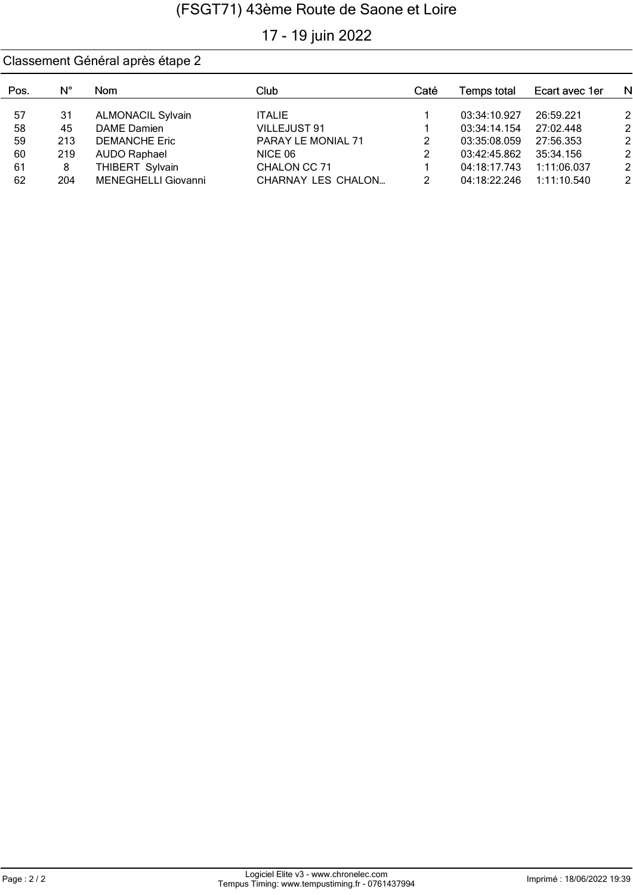# (FSGT71) 43ème Route de Saone et Loire

17 - 19 juin 2022

## Classement Général après étape 2

| Pos. | N° | Nom | Club | Caté | Temps total | Ecart avec 1er | N |
|---|---|---|---|---|---|---|---|
| 57 | 31 | ALMONACIL Sylvain | ITALIE | 1 | 03:34:10.927 | 26:59.221 | 2 |
| 58 | 45 | DAME Damien | VILLEJUST 91 | 1 | 03:34:14.154 | 27:02.448 | 2 |
| 59 | 213 | DEMANCHE Eric | PARAY LE MONIAL 71 | 2 | 03:35:08.059 | 27:56.353 | 2 |
| 60 | 219 | AUDO Raphael | NICE 06 | 2 | 03:42:45.862 | 35:34.156 | 2 |
| 61 | 8 | THIBERT Sylvain | CHALON CC 71 | 1 | 04:18:17.743 | 1:11:06.037 | 2 |
| 62 | 204 | MENEGHELLI Giovanni | CHARNAY LES CHALON... | 2 | 04:18:22.246 | 1:11:10.540 | 2 |

Logiciel Elite v3 - www.chronelec.com
Tempus Timing: www.tempustiming.fr - 0761437994

Imprimé : 18/06/2022 19:39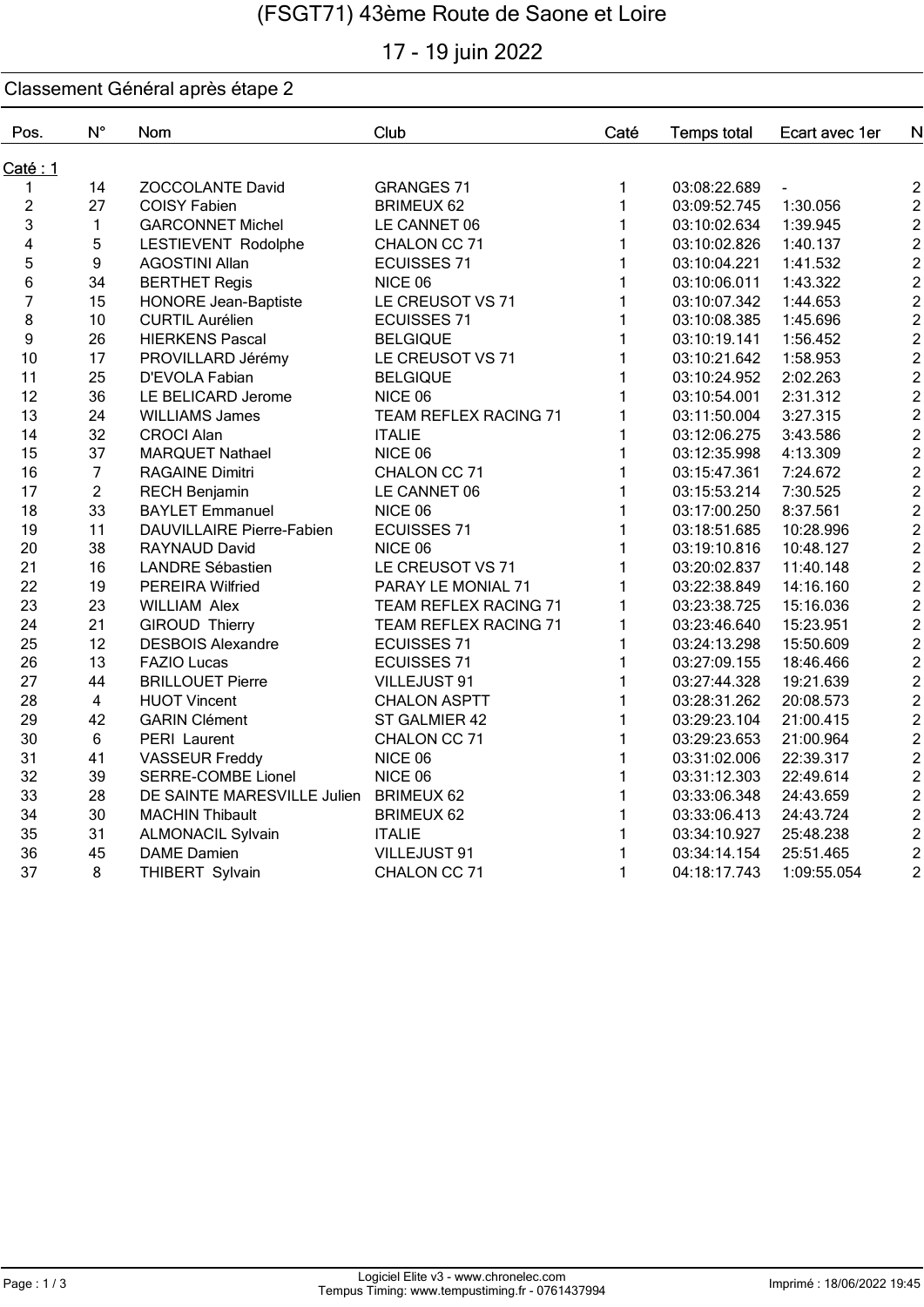# (FSGT71) 43ème Route de Saone et Loire

17 - 19 juin 2022

## Classement Général après étape 2

| Pos. | N° | Nom | Club | Caté | Temps total | Ecart avec 1er | N |
|---|---|---|---|---|---|---|---|
| **Caté : 1** | | | | | | | |
| 1 | 14 | ZOCCOLANTE David | GRANGES 71 | 1 | 03:08:22.689 | - | 2 |
| 2 | 27 | COISY Fabien | BRIMEUX 62 | 1 | 03:09:52.745 | 1:30.056 | 2 |
| 3 | 1 | GARCONNET Michel | LE CANNET 06 | 1 | 03:10:02.634 | 1:39.945 | 2 |
| 4 | 5 | LESTIEVENT Rodolphe | CHALON CC 71 | 1 | 03:10:02.826 | 1:40.137 | 2 |
| 5 | 9 | AGOSTINI Allan | ECUISSES 71 | 1 | 03:10:04.221 | 1:41.532 | 2 |
| 6 | 34 | BERTHET Regis | NICE 06 | 1 | 03:10:06.011 | 1:43.322 | 2 |
| 7 | 15 | HONORE Jean-Baptiste | LE CREUSOT VS 71 | 1 | 03:10:07.342 | 1:44.653 | 2 |
| 8 | 10 | CURTIL Aurélien | ECUISSES 71 | 1 | 03:10:08.385 | 1:45.696 | 2 |
| 9 | 26 | HIERKENS Pascal | BELGIQUE | 1 | 03:10:19.141 | 1:56.452 | 2 |
| 10 | 17 | PROVILLARD Jérémy | LE CREUSOT VS 71 | 1 | 03:10:21.642 | 1:58.953 | 2 |
| 11 | 25 | D'EVOLA Fabian | BELGIQUE | 1 | 03:10:24.952 | 2:02.263 | 2 |
| 12 | 36 | LE BELICARD Jerome | NICE 06 | 1 | 03:10:54.001 | 2:31.312 | 2 |
| 13 | 24 | WILLIAMS James | TEAM REFLEX RACING 71 | 1 | 03:11:50.004 | 3:27.315 | 2 |
| 14 | 32 | CROCI Alan | ITALIE | 1 | 03:12:06.275 | 3:43.586 | 2 |
| 15 | 37 | MARQUET Nathael | NICE 06 | 1 | 03:12:35.998 | 4:13.309 | 2 |
| 16 | 7 | RAGAINE Dimitri | CHALON CC 71 | 1 | 03:15:47.361 | 7:24.672 | 2 |
| 17 | 2 | RECH Benjamin | LE CANNET 06 | 1 | 03:15:53.214 | 7:30.525 | 2 |
| 18 | 33 | BAYLET Emmanuel | NICE 06 | 1 | 03:17:00.250 | 8:37.561 | 2 |
| 19 | 11 | DAUVILLAIRE Pierre-Fabien | ECUISSES 71 | 1 | 03:18:51.685 | 10:28.996 | 2 |
| 20 | 38 | RAYNAUD David | NICE 06 | 1 | 03:19:10.816 | 10:48.127 | 2 |
| 21 | 16 | LANDRE Sébastien | LE CREUSOT VS 71 | 1 | 03:20:02.837 | 11:40.148 | 2 |
| 22 | 19 | PEREIRA Wilfried | PARAY LE MONIAL 71 | 1 | 03:22:38.849 | 14:16.160 | 2 |
| 23 | 23 | WILLIAM Alex | TEAM REFLEX RACING 71 | 1 | 03:23:38.725 | 15:16.036 | 2 |
| 24 | 21 | GIROUD Thierry | TEAM REFLEX RACING 71 | 1 | 03:23:46.640 | 15:23.951 | 2 |
| 25 | 12 | DESBOIS Alexandre | ECUISSES 71 | 1 | 03:24:13.298 | 15:50.609 | 2 |
| 26 | 13 | FAZIO Lucas | ECUISSES 71 | 1 | 03:27:09.155 | 18:46.466 | 2 |
| 27 | 44 | BRILLOUET Pierre | VILLEJUST 91 | 1 | 03:27:44.328 | 19:21.639 | 2 |
| 28 | 4 | HUOT Vincent | CHALON ASPTT | 1 | 03:28:31.262 | 20:08.573 | 2 |
| 29 | 42 | GARIN Clément | ST GALMIER 42 | 1 | 03:29:23.104 | 21:00.415 | 2 |
| 30 | 6 | PERI Laurent | CHALON CC 71 | 1 | 03:29:23.653 | 21:00.964 | 2 |
| 31 | 41 | VASSEUR Freddy | NICE 06 | 1 | 03:31:02.006 | 22:39.317 | 2 |
| 32 | 39 | SERRE-COMBE Lionel | NICE 06 | 1 | 03:31:12.303 | 22:49.614 | 2 |
| 33 | 28 | DE SAINTE MARESVILLE Julien | BRIMEUX 62 | 1 | 03:33:06.348 | 24:43.659 | 2 |
| 34 | 30 | MACHIN Thibault | BRIMEUX 62 | 1 | 03:33:06.413 | 24:43.724 | 2 |
| 35 | 31 | ALMONACIL Sylvain | ITALIE | 1 | 03:34:10.927 | 25:48.238 | 2 |
| 36 | 45 | DAME Damien | VILLEJUST 91 | 1 | 03:34:14.154 | 25:51.465 | 2 |
| 37 | 8 | THIBERT Sylvain | CHALON CC 71 | 1 | 04:18:17.743 | 1:09:55.054 | 2 |

Logiciel Elite v3 - www.chronelec.com
Tempus Timing: www.tempustiming.fr - 0761437994

Imprimé : 18/06/2022 19:45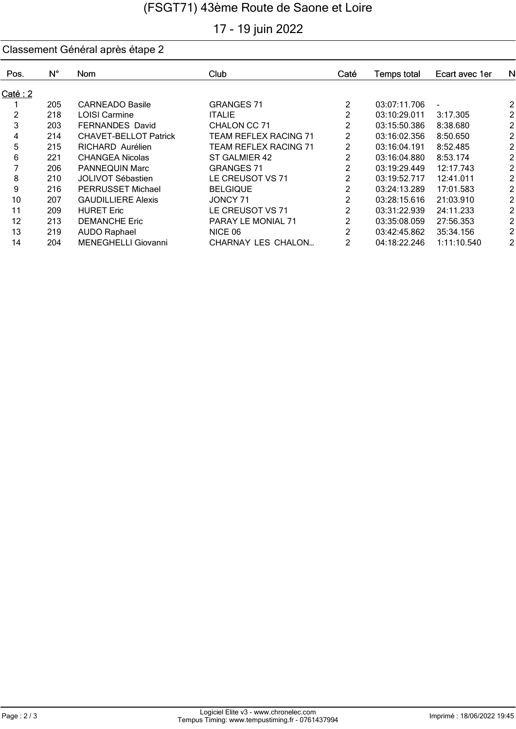# (FSGT71) 43ème Route de Saone et Loire

17 - 19 juin 2022

## Classement Général après étape 2

| Pos. | N° | Nom | Club | Caté | Temps total | Ecart avec 1er | N |
|---|---|---|---|---|---|---|---|
| Caté : 2 | | | | | | | |
| 1 | 205 | CARNEADO Basile | GRANGES 71 | 2 | 03:07:11.706 | - | 2 |
| 2 | 218 | LOISI Carmine | ITALIE | 2 | 03:10:29.011 | 3:17.305 | 2 |
| 3 | 203 | FERNANDES David | CHALON CC 71 | 2 | 03:15:50.386 | 8:38.680 | 2 |
| 4 | 214 | CHAVET-BELLOT Patrick | TEAM REFLEX RACING 71 | 2 | 03:16:02.356 | 8:50.650 | 2 |
| 5 | 215 | RICHARD Aurélien | TEAM REFLEX RACING 71 | 2 | 03:16:04.191 | 8:52.485 | 2 |
| 6 | 221 | CHANGEA Nicolas | ST GALMIER 42 | 2 | 03:16:04.880 | 8:53.174 | 2 |
| 7 | 206 | PANNEQUIN Marc | GRANGES 71 | 2 | 03:19:29.449 | 12:17.743 | 2 |
| 8 | 210 | JOLIVOT Sébastien | LE CREUSOT VS 71 | 2 | 03:19:52.717 | 12:41.011 | 2 |
| 9 | 216 | PERRUSSET Michael | BELGIQUE | 2 | 03:24:13.289 | 17:01.583 | 2 |
| 10 | 207 | GAUDILLIERE Alexis | JONCY 71 | 2 | 03:28:15.616 | 21:03.910 | 2 |
| 11 | 209 | HURET Eric | LE CREUSOT VS 71 | 2 | 03:31:22.939 | 24:11.233 | 2 |
| 12 | 213 | DEMANCHE Eric | PARAY LE MONIAL 71 | 2 | 03:35:08.059 | 27:56.353 | 2 |
| 13 | 219 | AUDO Raphael | NICE 06 | 2 | 03:42:45.862 | 35:34.156 | 2 |
| 14 | 204 | MENEGHELLI Giovanni | CHARNAY LES CHALON... | 2 | 04:18:22.246 | 1:11:10.540 | 2 |

Logiciel Elite v3 - www.chronelec.com
Tempus Timing: www.tempustiming.fr - 0761437994

Imprimé : 18/06/2022 19:45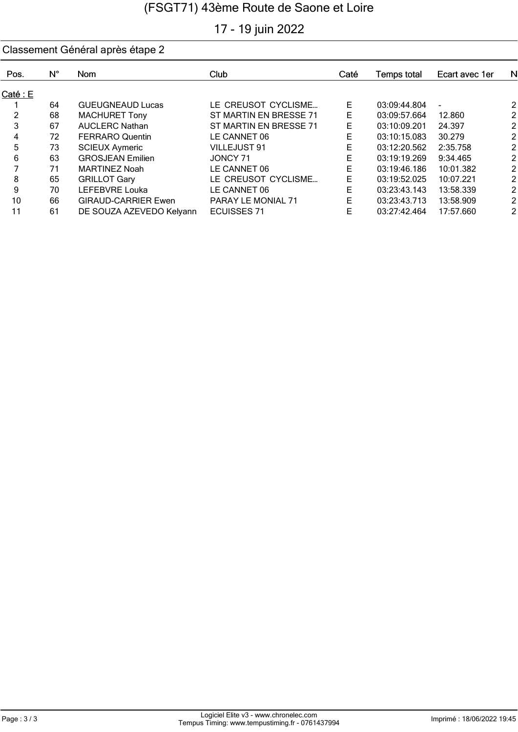# (FSGT71) 43ème Route de Saone et Loire

17 - 19 juin 2022

## Classement Général après étape 2

| Pos. | N° | Nom | Club | Caté | Temps total | Ecart avec 1er | N |
|---|---|---|---|---|---|---|---|
| **Caté : E** | | | | | | | |
| 1 | 64 | GUEUGNEAUD Lucas | LE CREUSOT CYCLISME... | E | 03:09:44.804 | - | 2 |
| 2 | 68 | MACHURET Tony | ST MARTIN EN BRESSE 71 | E | 03:09:57.664 | 12.860 | 2 |
| 3 | 67 | AUCLERC Nathan | ST MARTIN EN BRESSE 71 | E | 03:10:09.201 | 24.397 | 2 |
| 4 | 72 | FERRARO Quentin | LE CANNET 06 | E | 03:10:15.083 | 30.279 | 2 |
| 5 | 73 | SCIEUX Aymeric | VILLEJUST 91 | E | 03:12:20.562 | 2:35.758 | 2 |
| 6 | 63 | GROSJEAN Emilien | JONCY 71 | E | 03:19:19.269 | 9:34.465 | 2 |
| 7 | 71 | MARTINEZ Noah | LE CANNET 06 | E | 03:19:46.186 | 10:01.382 | 2 |
| 8 | 65 | GRILLOT Gary | LE CREUSOT CYCLISME... | E | 03:19:52.025 | 10:07.221 | 2 |
| 9 | 70 | LEFEBVRE Louka | LE CANNET 06 | E | 03:23:43.143 | 13:58.339 | 2 |
| 10 | 66 | GIRAUD-CARRIER Ewen | PARAY LE MONIAL 71 | E | 03:23:43.713 | 13:58.909 | 2 |
| 11 | 61 | DE SOUZA AZEVEDO Kelyann | ECUISSES 71 | E | 03:27:42.464 | 17:57.660 | 2 |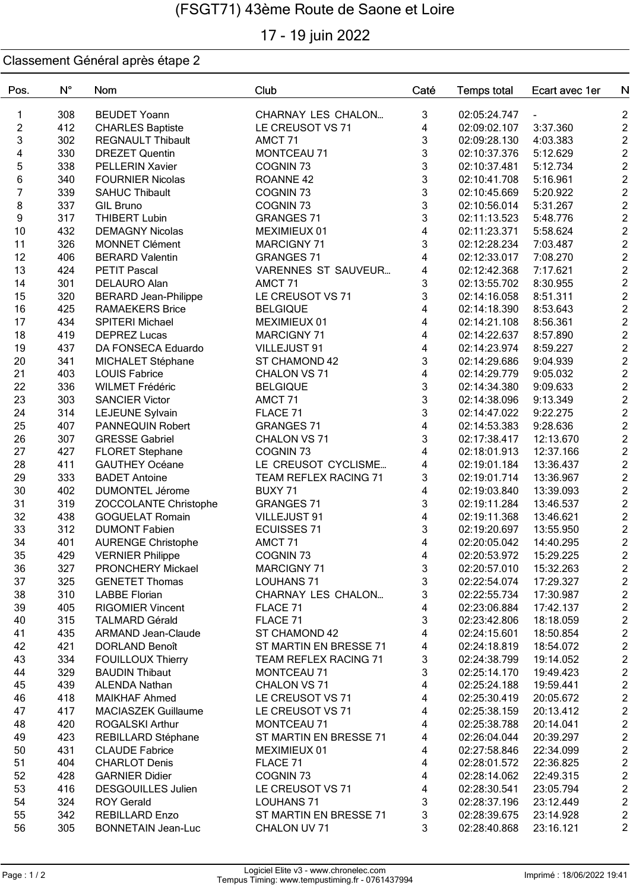# (FSGT71) 43ème Route de Saone et Loire

## 17 - 19 juin 2022

### Classement Général après étape 2

| Pos. | N° | Nom | Club | Caté | Temps total | Ecart avec 1er | N |
|---|---|---|---|---|---|---|---|
| 1 | 308 | BEUDET Yoann | CHARNAY LES CHALON... | 3 | 02:05:24.747 | - | 2 |
| 2 | 412 | CHARLES Baptiste | LE CREUSOT VS 71 | 4 | 02:09:02.107 | 3:37.360 | 2 |
| 3 | 302 | REGNAULT Thibault | AMCT 71 | 3 | 02:09:28.130 | 4:03.383 | 2 |
| 4 | 330 | DREZET Quentin | MONTCEAU 71 | 3 | 02:10:37.376 | 5:12.629 | 2 |
| 5 | 338 | PELLERIN Xavier | COGNIN 73 | 3 | 02:10:37.481 | 5:12.734 | 2 |
| 6 | 340 | FOURNIER Nicolas | ROANNE 42 | 3 | 02:10:41.708 | 5:16.961 | 2 |
| 7 | 339 | SAHUC Thibault | COGNIN 73 | 3 | 02:10:45.669 | 5:20.922 | 2 |
| 8 | 337 | GIL Bruno | COGNIN 73 | 3 | 02:10:56.014 | 5:31.267 | 2 |
| 9 | 317 | THIBERT Lubin | GRANGES 71 | 3 | 02:11:13.523 | 5:48.776 | 2 |
| 10 | 432 | DEMAGNY Nicolas | MEXIMIEUX 01 | 4 | 02:11:23.371 | 5:58.624 | 2 |
| 11 | 326 | MONNET Clément | MARCIGNY 71 | 3 | 02:12:28.234 | 7:03.487 | 2 |
| 12 | 406 | BERARD Valentin | GRANGES 71 | 4 | 02:12:33.017 | 7:08.270 | 2 |
| 13 | 424 | PETIT Pascal | VARENNES ST SAUVEUR... | 4 | 02:12:42.368 | 7:17.621 | 2 |
| 14 | 301 | DELAURO Alan | AMCT 71 | 3 | 02:13:55.702 | 8:30.955 | 2 |
| 15 | 320 | BERARD Jean-Philippe | LE CREUSOT VS 71 | 3 | 02:14:16.058 | 8:51.311 | 2 |
| 16 | 425 | RAMAEKERS Brice | BELGIQUE | 4 | 02:14:18.390 | 8:53.643 | 2 |
| 17 | 434 | SPITERI Michael | MEXIMIEUX 01 | 4 | 02:14:21.108 | 8:56.361 | 2 |
| 18 | 419 | DEPREZ Lucas | MARCIGNY 71 | 4 | 02:14:22.637 | 8:57.890 | 2 |
| 19 | 437 | DA FONSECA Eduardo | VILLEJUST 91 | 4 | 02:14:23.974 | 8:59.227 | 2 |
| 20 | 341 | MICHALET Stéphane | ST CHAMOND 42 | 3 | 02:14:29.686 | 9:04.939 | 2 |
| 21 | 403 | LOUIS Fabrice | CHALON VS 71 | 4 | 02:14:29.779 | 9:05.032 | 2 |
| 22 | 336 | WILMET Frédéric | BELGIQUE | 3 | 02:14:34.380 | 9:09.633 | 2 |
| 23 | 303 | SANCIER Victor | AMCT 71 | 3 | 02:14:38.096 | 9:13.349 | 2 |
| 24 | 314 | LEJEUNE Sylvain | FLACE 71 | 3 | 02:14:47.022 | 9:22.275 | 2 |
| 25 | 407 | PANNEQUIN Robert | GRANGES 71 | 4 | 02:14:53.383 | 9:28.636 | 2 |
| 26 | 307 | GRESSE Gabriel | CHALON VS 71 | 3 | 02:17:38.417 | 12:13.670 | 2 |
| 27 | 427 | FLORET Stephane | COGNIN 73 | 4 | 02:18:01.913 | 12:37.166 | 2 |
| 28 | 411 | GAUTHEY Océane | LE CREUSOT CYCLISME... | 4 | 02:19:01.184 | 13:36.437 | 2 |
| 29 | 333 | BADET Antoine | TEAM REFLEX RACING 71 | 3 | 02:19:01.714 | 13:36.967 | 2 |
| 30 | 402 | DUMONTEL Jérome | BUXY 71 | 4 | 02:19:03.840 | 13:39.093 | 2 |
| 31 | 319 | ZOCCOLANTE Christophe | GRANGES 71 | 3 | 02:19:11.284 | 13:46.537 | 2 |
| 32 | 438 | GOGUELAT Romain | VILLEJUST 91 | 4 | 02:19:11.368 | 13:46.621 | 2 |
| 33 | 312 | DUMONT Fabien | ECUISSES 71 | 3 | 02:19:20.697 | 13:55.950 | 2 |
| 34 | 401 | AURENGE Christophe | AMCT 71 | 4 | 02:20:05.042 | 14:40.295 | 2 |
| 35 | 429 | VERNIER Philippe | COGNIN 73 | 4 | 02:20:53.972 | 15:29.225 | 2 |
| 36 | 327 | PRONCHERY Mickael | MARCIGNY 71 | 3 | 02:20:57.010 | 15:32.263 | 2 |
| 37 | 325 | GENETET Thomas | LOUHANS 71 | 3 | 02:22:54.074 | 17:29.327 | 2 |
| 38 | 310 | LABBE Florian | CHARNAY LES CHALON... | 3 | 02:22:55.734 | 17:30.987 | 2 |
| 39 | 405 | RIGOMIER Vincent | FLACE 71 | 4 | 02:23:06.884 | 17:42.137 | 2 |
| 40 | 315 | TALMARD Gérald | FLACE 71 | 3 | 02:23:42.806 | 18:18.059 | 2 |
| 41 | 435 | ARMAND Jean-Claude | ST CHAMOND 42 | 4 | 02:24:15.601 | 18:50.854 | 2 |
| 42 | 421 | DORLAND Benoît | ST MARTIN EN BRESSE 71 | 4 | 02:24:18.819 | 18:54.072 | 2 |
| 43 | 334 | FOUILLOUX Thierry | TEAM REFLEX RACING 71 | 3 | 02:24:38.799 | 19:14.052 | 2 |
| 44 | 329 | BAUDIN Thibaut | MONTCEAU 71 | 3 | 02:25:14.170 | 19:49.423 | 2 |
| 45 | 439 | ALENDA Nathan | CHALON VS 71 | 4 | 02:25:24.188 | 19:59.441 | 2 |
| 46 | 418 | MAIKHAF Ahmed | LE CREUSOT VS 71 | 4 | 02:25:30.419 | 20:05.672 | 2 |
| 47 | 417 | MACIASZEK Guillaume | LE CREUSOT VS 71 | 4 | 02:25:38.159 | 20:13.412 | 2 |
| 48 | 420 | ROGALSKI Arthur | MONTCEAU 71 | 4 | 02:25:38.788 | 20:14.041 | 2 |
| 49 | 423 | REBILLARD Stéphane | ST MARTIN EN BRESSE 71 | 4 | 02:26:04.044 | 20:39.297 | 2 |
| 50 | 431 | CLAUDE Fabrice | MEXIMIEUX 01 | 4 | 02:27:58.846 | 22:34.099 | 2 |
| 51 | 404 | CHARLOT Denis | FLACE 71 | 4 | 02:28:01.572 | 22:36.825 | 2 |
| 52 | 428 | GARNIER Didier | COGNIN 73 | 4 | 02:28:14.062 | 22:49.315 | 2 |
| 53 | 416 | DESGOUILLES Julien | LE CREUSOT VS 71 | 4 | 02:28:30.541 | 23:05.794 | 2 |
| 54 | 324 | ROY Gerald | LOUHANS 71 | 3 | 02:28:37.196 | 23:12.449 | 2 |
| 55 | 342 | REBILLARD Enzo | ST MARTIN EN BRESSE 71 | 3 | 02:28:39.675 | 23:14.928 | 2 |
| 56 | 305 | BONNETAIN Jean-Luc | CHALON UV 71 | 3 | 02:28:40.868 | 23:16.121 | 2 |

Logiciel Elite v3 - www.chronelec.com
Tempus Timing: www.tempustiming.fr - 0761437994

Imprimé : 18/06/2022 19:41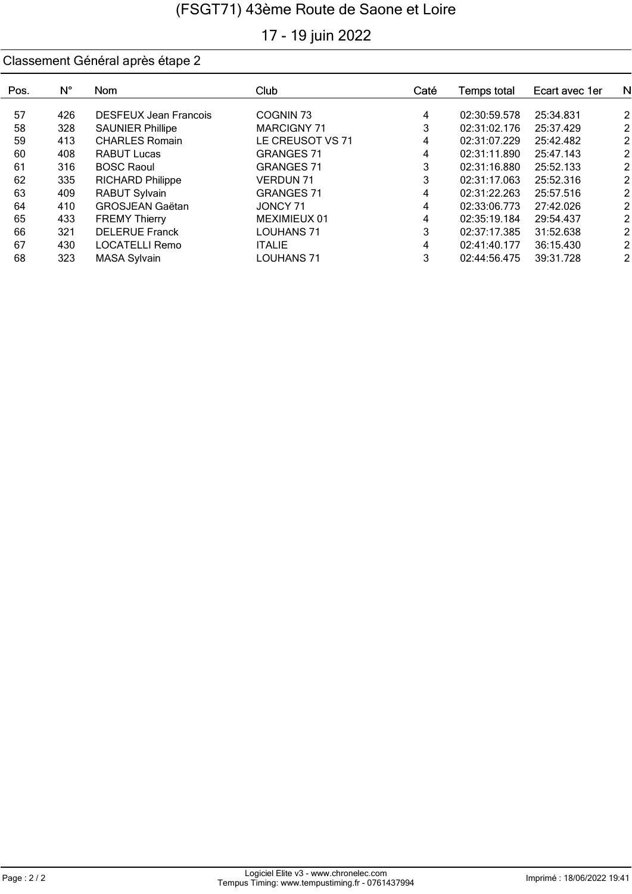(FSGT71) 43ème Route de Saone et Loire

17 - 19 juin 2022

## Classement Général après étape 2

| Pos. | N° | Nom | Club | Caté | Temps total | Ecart avec 1er | N |
|---|---|---|---|---|---|---|---|
| 57 | 426 | DESFEUX Jean Francois | COGNIN 73 | 4 | 02:30:59.578 | 25:34.831 | 2 |
| 58 | 328 | SAUNIER Phillipe | MARCIGNY 71 | 3 | 02:31:02.176 | 25:37.429 | 2 |
| 59 | 413 | CHARLES Romain | LE CREUSOT VS 71 | 4 | 02:31:07.229 | 25:42.482 | 2 |
| 60 | 408 | RABUT Lucas | GRANGES 71 | 4 | 02:31:11.890 | 25:47.143 | 2 |
| 61 | 316 | BOSC Raoul | GRANGES 71 | 3 | 02:31:16.880 | 25:52.133 | 2 |
| 62 | 335 | RICHARD Philippe | VERDUN 71 | 3 | 02:31:17.063 | 25:52.316 | 2 |
| 63 | 409 | RABUT Sylvain | GRANGES 71 | 4 | 02:31:22.263 | 25:57.516 | 2 |
| 64 | 410 | GROSJEAN Gaëtan | JONCY 71 | 4 | 02:33:06.773 | 27:42.026 | 2 |
| 65 | 433 | FREMY Thierry | MEXIMIEUX 01 | 4 | 02:35:19.184 | 29:54.437 | 2 |
| 66 | 321 | DELERUE Franck | LOUHANS 71 | 3 | 02:37:17.385 | 31:52.638 | 2 |
| 67 | 430 | LOCATELLI Remo | ITALIE | 4 | 02:41:40.177 | 36:15.430 | 2 |
| 68 | 323 | MASA Sylvain | LOUHANS 71 | 3 | 02:44:56.475 | 39:31.728 | 2 |

Logiciel Elite v3 - www.chronelec.com
Tempus Timing: www.tempustiming.fr - 0761437994

Imprimé : 18/06/2022 19:41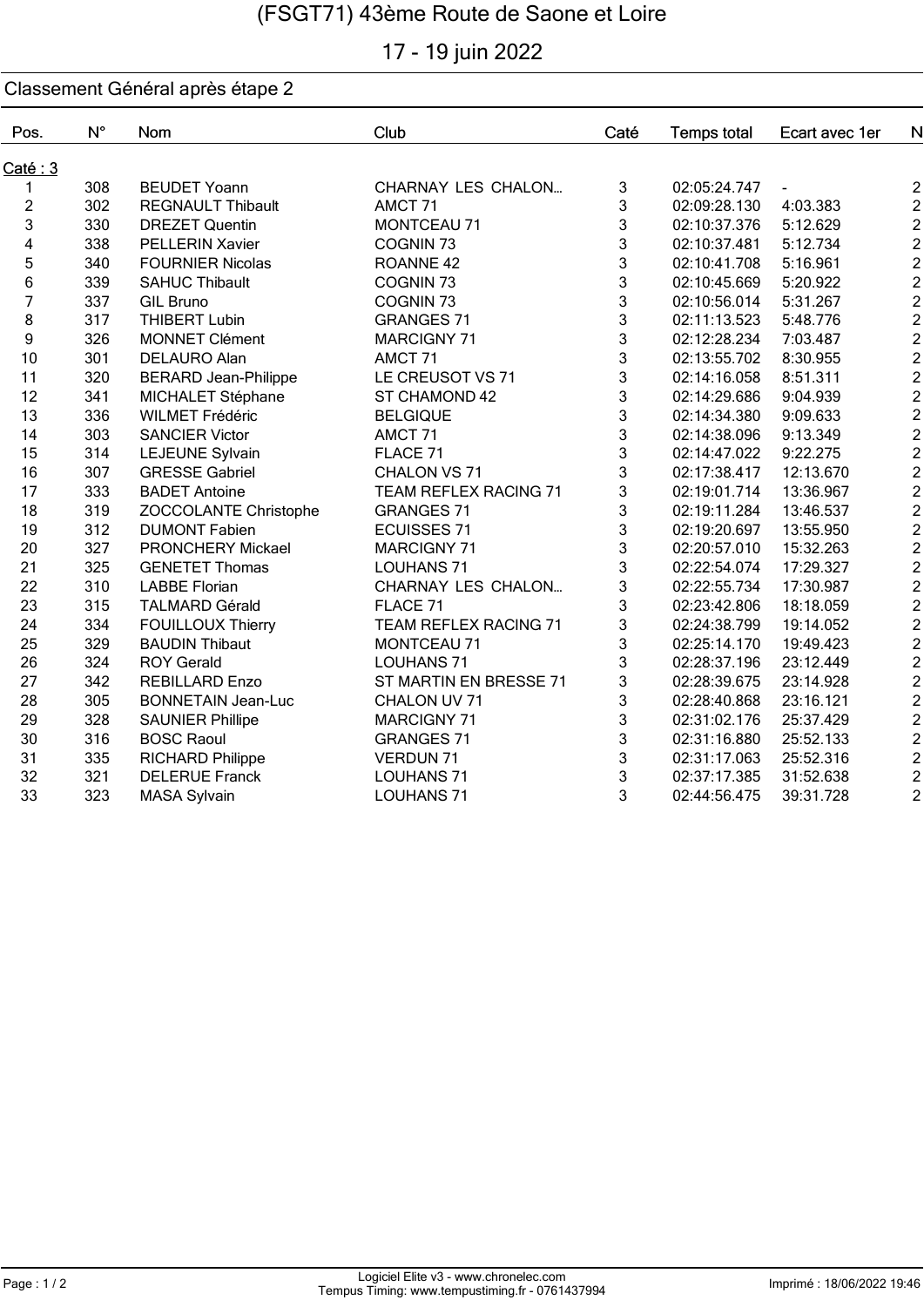# (FSGT71) 43ème Route de Saone et Loire

## 17 - 19 juin 2022

### Classement Général après étape 2

| Pos. | N° | Nom | Club | Caté | Temps total | Ecart avec 1er | N |
|---|---|---|---|---|---|---|---|
| **Caté : 3** | | | | | | | |
| 1 | 308 | BEUDET Yoann | CHARNAY LES CHALON... | 3 | 02:05:24.747 | - | 2 |
| 2 | 302 | REGNAULT Thibault | AMCT 71 | 3 | 02:09:28.130 | 4:03.383 | 2 |
| 3 | 330 | DREZET Quentin | MONTCEAU 71 | 3 | 02:10:37.376 | 5:12.629 | 2 |
| 4 | 338 | PELLERIN Xavier | COGNIN 73 | 3 | 02:10:37.481 | 5:12.734 | 2 |
| 5 | 340 | FOURNIER Nicolas | ROANNE 42 | 3 | 02:10:41.708 | 5:16.961 | 2 |
| 6 | 339 | SAHUC Thibault | COGNIN 73 | 3 | 02:10:45.669 | 5:20.922 | 2 |
| 7 | 337 | GIL Bruno | COGNIN 73 | 3 | 02:10:56.014 | 5:31.267 | 2 |
| 8 | 317 | THIBERT Lubin | GRANGES 71 | 3 | 02:11:13.523 | 5:48.776 | 2 |
| 9 | 326 | MONNET Clément | MARCIGNY 71 | 3 | 02:12:28.234 | 7:03.487 | 2 |
| 10 | 301 | DELAURO Alan | AMCT 71 | 3 | 02:13:55.702 | 8:30.955 | 2 |
| 11 | 320 | BERARD Jean-Philippe | LE CREUSOT VS 71 | 3 | 02:14:16.058 | 8:51.311 | 2 |
| 12 | 341 | MICHALET Stéphane | ST CHAMOND 42 | 3 | 02:14:29.686 | 9:04.939 | 2 |
| 13 | 336 | WILMET Frédéric | BELGIQUE | 3 | 02:14:34.380 | 9:09.633 | 2 |
| 14 | 303 | SANCIER Victor | AMCT 71 | 3 | 02:14:38.096 | 9:13.349 | 2 |
| 15 | 314 | LEJEUNE Sylvain | FLACE 71 | 3 | 02:14:47.022 | 9:22.275 | 2 |
| 16 | 307 | GRESSE Gabriel | CHALON VS 71 | 3 | 02:17:38.417 | 12:13.670 | 2 |
| 17 | 333 | BADET Antoine | TEAM REFLEX RACING 71 | 3 | 02:19:01.714 | 13:36.967 | 2 |
| 18 | 319 | ZOCCOLANTE Christophe | GRANGES 71 | 3 | 02:19:11.284 | 13:46.537 | 2 |
| 19 | 312 | DUMONT Fabien | ECUISSES 71 | 3 | 02:19:20.697 | 13:55.950 | 2 |
| 20 | 327 | PRONCHERY Mickael | MARCIGNY 71 | 3 | 02:20:57.010 | 15:32.263 | 2 |
| 21 | 325 | GENETET Thomas | LOUHANS 71 | 3 | 02:22:54.074 | 17:29.327 | 2 |
| 22 | 310 | LABBE Florian | CHARNAY LES CHALON... | 3 | 02:22:55.734 | 17:30.987 | 2 |
| 23 | 315 | TALMARD Gérald | FLACE 71 | 3 | 02:23:42.806 | 18:18.059 | 2 |
| 24 | 334 | FOUILLOUX Thierry | TEAM REFLEX RACING 71 | 3 | 02:24:38.799 | 19:14.052 | 2 |
| 25 | 329 | BAUDIN Thibaut | MONTCEAU 71 | 3 | 02:25:14.170 | 19:49.423 | 2 |
| 26 | 324 | ROY Gerald | LOUHANS 71 | 3 | 02:28:37.196 | 23:12.449 | 2 |
| 27 | 342 | REBILLARD Enzo | ST MARTIN EN BRESSE 71 | 3 | 02:28:39.675 | 23:14.928 | 2 |
| 28 | 305 | BONNETAIN Jean-Luc | CHALON UV 71 | 3 | 02:28:40.868 | 23:16.121 | 2 |
| 29 | 328 | SAUNIER Phillipe | MARCIGNY 71 | 3 | 02:31:02.176 | 25:37.429 | 2 |
| 30 | 316 | BOSC Raoul | GRANGES 71 | 3 | 02:31:16.880 | 25:52.133 | 2 |
| 31 | 335 | RICHARD Philippe | VERDUN 71 | 3 | 02:31:17.063 | 25:52.316 | 2 |
| 32 | 321 | DELERUE Franck | LOUHANS 71 | 3 | 02:37:17.385 | 31:52.638 | 2 |
| 33 | 323 | MASA Sylvain | LOUHANS 71 | 3 | 02:44:56.475 | 39:31.728 | 2 |

Logiciel Elite v3 - www.chronelec.com
Tempus Timing: www.tempustiming.fr - 0761437994

Imprimé : 18/06/2022 19:46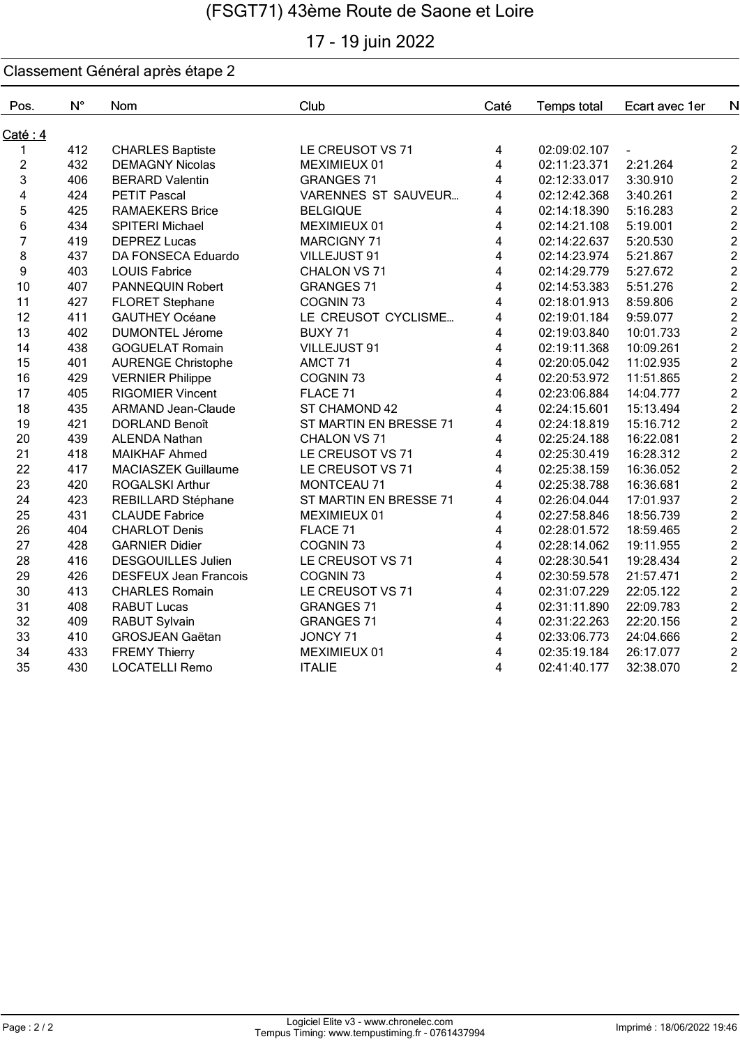# (FSGT71) 43ème Route de Saone et Loire

17 - 19 juin 2022

## Classement Général après étape 2

| Pos. | N° | Nom | Club | Caté | Temps total | Ecart avec 1er | N |
|---|---|---|---|---|---|---|---|
| Caté : 4 | | | | | | | |
| 1 | 412 | CHARLES Baptiste | LE CREUSOT VS 71 | 4 | 02:09:02.107 | - | 2 |
| 2 | 432 | DEMAGNY Nicolas | MEXIMIEUX 01 | 4 | 02:11:23.371 | 2:21.264 | 2 |
| 3 | 406 | BERARD Valentin | GRANGES 71 | 4 | 02:12:33.017 | 3:30.910 | 2 |
| 4 | 424 | PETIT Pascal | VARENNES ST SAUVEUR... | 4 | 02:12:42.368 | 3:40.261 | 2 |
| 5 | 425 | RAMAEKERS Brice | BELGIQUE | 4 | 02:14:18.390 | 5:16.283 | 2 |
| 6 | 434 | SPITERI Michael | MEXIMIEUX 01 | 4 | 02:14:21.108 | 5:19.001 | 2 |
| 7 | 419 | DEPREZ Lucas | MARCIGNY 71 | 4 | 02:14:22.637 | 5:20.530 | 2 |
| 8 | 437 | DA FONSECA Eduardo | VILLEJUST 91 | 4 | 02:14:23.974 | 5:21.867 | 2 |
| 9 | 403 | LOUIS Fabrice | CHALON VS 71 | 4 | 02:14:29.779 | 5:27.672 | 2 |
| 10 | 407 | PANNEQUIN Robert | GRANGES 71 | 4 | 02:14:53.383 | 5:51.276 | 2 |
| 11 | 427 | FLORET Stephane | COGNIN 73 | 4 | 02:18:01.913 | 8:59.806 | 2 |
| 12 | 411 | GAUTHEY Océane | LE CREUSOT CYCLISME... | 4 | 02:19:01.184 | 9:59.077 | 2 |
| 13 | 402 | DUMONTEL Jérome | BUXY 71 | 4 | 02:19:03.840 | 10:01.733 | 2 |
| 14 | 438 | GOGUELAT Romain | VILLEJUST 91 | 4 | 02:19:11.368 | 10:09.261 | 2 |
| 15 | 401 | AURENGE Christophe | AMCT 71 | 4 | 02:20:05.042 | 11:02.935 | 2 |
| 16 | 429 | VERNIER Philippe | COGNIN 73 | 4 | 02:20:53.972 | 11:51.865 | 2 |
| 17 | 405 | RIGOMIER Vincent | FLACE 71 | 4 | 02:23:06.884 | 14:04.777 | 2 |
| 18 | 435 | ARMAND Jean-Claude | ST CHAMOND 42 | 4 | 02:24:15.601 | 15:13.494 | 2 |
| 19 | 421 | DORLAND Benoît | ST MARTIN EN BRESSE 71 | 4 | 02:24:18.819 | 15:16.712 | 2 |
| 20 | 439 | ALENDA Nathan | CHALON VS 71 | 4 | 02:25:24.188 | 16:22.081 | 2 |
| 21 | 418 | MAIKHAF Ahmed | LE CREUSOT VS 71 | 4 | 02:25:30.419 | 16:28.312 | 2 |
| 22 | 417 | MACIASZEK Guillaume | LE CREUSOT VS 71 | 4 | 02:25:38.159 | 16:36.052 | 2 |
| 23 | 420 | ROGALSKI Arthur | MONTCEAU 71 | 4 | 02:25:38.788 | 16:36.681 | 2 |
| 24 | 423 | REBILLARD Stéphane | ST MARTIN EN BRESSE 71 | 4 | 02:26:04.044 | 17:01.937 | 2 |
| 25 | 431 | CLAUDE Fabrice | MEXIMIEUX 01 | 4 | 02:27:58.846 | 18:56.739 | 2 |
| 26 | 404 | CHARLOT Denis | FLACE 71 | 4 | 02:28:01.572 | 18:59.465 | 2 |
| 27 | 428 | GARNIER Didier | COGNIN 73 | 4 | 02:28:14.062 | 19:11.955 | 2 |
| 28 | 416 | DESGOUILLES Julien | LE CREUSOT VS 71 | 4 | 02:28:30.541 | 19:28.434 | 2 |
| 29 | 426 | DESFEUX Jean Francois | COGNIN 73 | 4 | 02:30:59.578 | 21:57.471 | 2 |
| 30 | 413 | CHARLES Romain | LE CREUSOT VS 71 | 4 | 02:31:07.229 | 22:05.122 | 2 |
| 31 | 408 | RABUT Lucas | GRANGES 71 | 4 | 02:31:11.890 | 22:09.783 | 2 |
| 32 | 409 | RABUT Sylvain | GRANGES 71 | 4 | 02:31:22.263 | 22:20.156 | 2 |
| 33 | 410 | GROSJEAN Gaëtan | JONCY 71 | 4 | 02:33:06.773 | 24:04.666 | 2 |
| 34 | 433 | FREMY Thierry | MEXIMIEUX 01 | 4 | 02:35:19.184 | 26:17.077 | 2 |
| 35 | 430 | LOCATELLI Remo | ITALIE | 4 | 02:41:40.177 | 32:38.070 | 2 |

Logiciel Elite v3 - www.chronelec.com
Tempus Timing: www.tempustiming.fr - 0761437994

Imprimé : 18/06/2022 19:46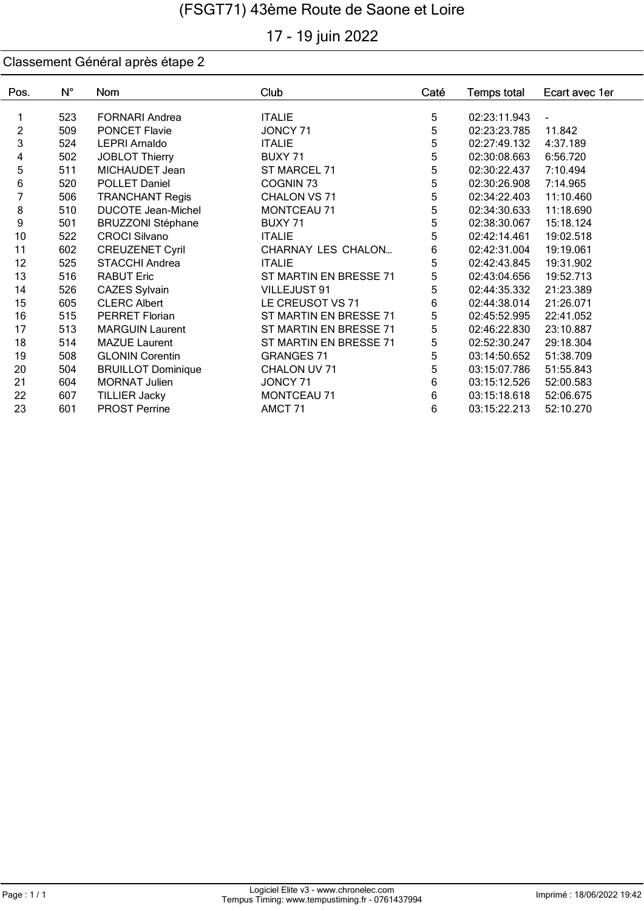# (FSGT71) 43ème Route de Saone et Loire

## 17 - 19 juin 2022

### Classement Général après étape 2

| Pos. | N° | Nom | Club | Caté | Temps total | Ecart avec 1er |
|---|---|---|---|---|---|---|
| 1 | 523 | FORNARI Andrea | ITALIE | 5 | 02:23:11.943 | - |
| 2 | 509 | PONCET Flavie | JONCY 71 | 5 | 02:23:23.785 | 11.842 |
| 3 | 524 | LEPRI Arnaldo | ITALIE | 5 | 02:27:49.132 | 4:37.189 |
| 4 | 502 | JOBLOT Thierry | BUXY 71 | 5 | 02:30:08.663 | 6:56.720 |
| 5 | 511 | MICHAUDET Jean | ST MARCEL 71 | 5 | 02:30:22.437 | 7:10.494 |
| 6 | 520 | POLLET Daniel | COGNIN 73 | 5 | 02:30:26.908 | 7:14.965 |
| 7 | 506 | TRANCHANT Regis | CHALON VS 71 | 5 | 02:34:22.403 | 11:10.460 |
| 8 | 510 | DUCOTE Jean-Michel | MONTCEAU 71 | 5 | 02:34:30.633 | 11:18.690 |
| 9 | 501 | BRUZZONI Stéphane | BUXY 71 | 5 | 02:38:30.067 | 15:18.124 |
| 10 | 522 | CROCI Silvano | ITALIE | 5 | 02:42:14.461 | 19:02.518 |
| 11 | 602 | CREUZENET Cyril | CHARNAY LES CHALON... | 6 | 02:42:31.004 | 19:19.061 |
| 12 | 525 | STACCHI Andrea | ITALIE | 5 | 02:42:43.845 | 19:31.902 |
| 13 | 516 | RABUT Eric | ST MARTIN EN BRESSE 71 | 5 | 02:43:04.656 | 19:52.713 |
| 14 | 526 | CAZES Sylvain | VILLEJUST 91 | 5 | 02:44:35.332 | 21:23.389 |
| 15 | 605 | CLERC Albert | LE CREUSOT VS 71 | 6 | 02:44:38.014 | 21:26.071 |
| 16 | 515 | PERRET Florian | ST MARTIN EN BRESSE 71 | 5 | 02:45:52.995 | 22:41.052 |
| 17 | 513 | MARGUIN Laurent | ST MARTIN EN BRESSE 71 | 5 | 02:46:22.830 | 23:10.887 |
| 18 | 514 | MAZUE Laurent | ST MARTIN EN BRESSE 71 | 5 | 02:52:30.247 | 29:18.304 |
| 19 | 508 | GLONIN Corentin | GRANGES 71 | 5 | 03:14:50.652 | 51:38.709 |
| 20 | 504 | BRUILLOT Dominique | CHALON UV 71 | 5 | 03:15:07.786 | 51:55.843 |
| 21 | 604 | MORNAT Julien | JONCY 71 | 6 | 03:15:12.526 | 52:00.583 |
| 22 | 607 | TILLIER Jacky | MONTCEAU 71 | 6 | 03:15:18.618 | 52:06.675 |
| 23 | 601 | PROST Perrine | AMCT 71 | 6 | 03:15:22.213 | 52:10.270 |

Logiciel Elite v3 - www.chronelec.com
Tempus Timing: www.tempustiming.fr - 0761437994

Imprimé : 18/06/2022 19:42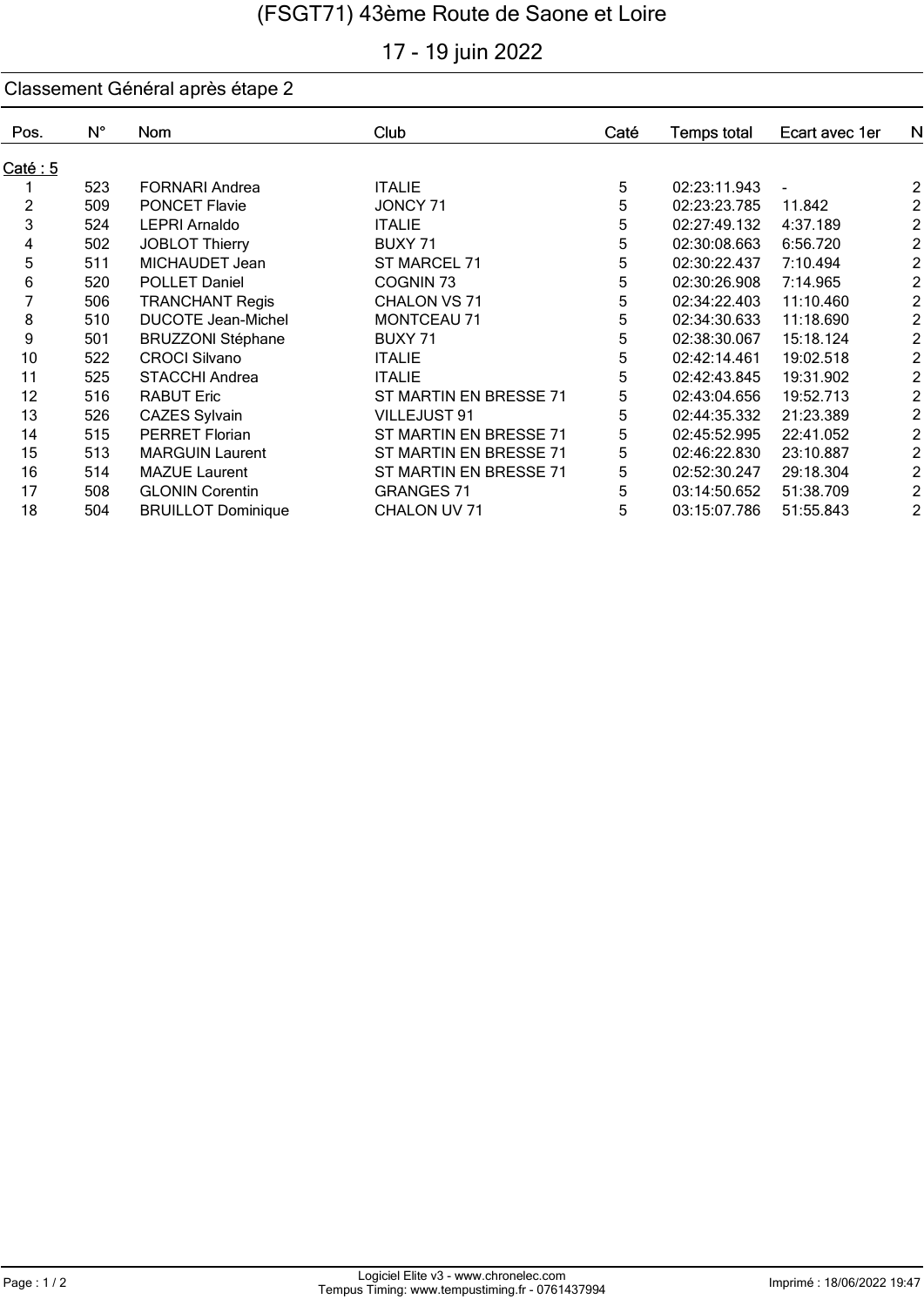# (FSGT71) 43ème Route de Saone et Loire

## 17 - 19 juin 2022

### Classement Général après étape 2

Caté : 5

| Pos. | N° | Nom | Club | Caté | Temps total | Ecart avec 1er | N |
|---|---|---|---|---|---|---|---|
| 1 | 523 | FORNARI Andrea | ITALIE | 5 | 02:23:11.943 | - | 2 |
| 2 | 509 | PONCET Flavie | JONCY 71 | 5 | 02:23:23.785 | 11.842 | 2 |
| 3 | 524 | LEPRI Arnaldo | ITALIE | 5 | 02:27:49.132 | 4:37.189 | 2 |
| 4 | 502 | JOBLOT Thierry | BUXY 71 | 5 | 02:30:08.663 | 6:56.720 | 2 |
| 5 | 511 | MICHAUDET Jean | ST MARCEL 71 | 5 | 02:30:22.437 | 7:10.494 | 2 |
| 6 | 520 | POLLET Daniel | COGNIN 73 | 5 | 02:30:26.908 | 7:14.965 | 2 |
| 7 | 506 | TRANCHANT Regis | CHALON VS 71 | 5 | 02:34:22.403 | 11:10.460 | 2 |
| 8 | 510 | DUCOTE Jean-Michel | MONTCEAU 71 | 5 | 02:34:30.633 | 11:18.690 | 2 |
| 9 | 501 | BRUZZONI Stéphane | BUXY 71 | 5 | 02:38:30.067 | 15:18.124 | 2 |
| 10 | 522 | CROCI Silvano | ITALIE | 5 | 02:42:14.461 | 19:02.518 | 2 |
| 11 | 525 | STACCHI Andrea | ITALIE | 5 | 02:42:43.845 | 19:31.902 | 2 |
| 12 | 516 | RABUT Eric | ST MARTIN EN BRESSE 71 | 5 | 02:43:04.656 | 19:52.713 | 2 |
| 13 | 526 | CAZES Sylvain | VILLEJUST 91 | 5 | 02:44:35.332 | 21:23.389 | 2 |
| 14 | 515 | PERRET Florian | ST MARTIN EN BRESSE 71 | 5 | 02:45:52.995 | 22:41.052 | 2 |
| 15 | 513 | MARGUIN Laurent | ST MARTIN EN BRESSE 71 | 5 | 02:46:22.830 | 23:10.887 | 2 |
| 16 | 514 | MAZUE Laurent | ST MARTIN EN BRESSE 71 | 5 | 02:52:30.247 | 29:18.304 | 2 |
| 17 | 508 | GLONIN Corentin | GRANGES 71 | 5 | 03:14:50.652 | 51:38.709 | 2 |
| 18 | 504 | BRUILLOT Dominique | CHALON UV 71 | 5 | 03:15:07.786 | 51:55.843 | 2 |

Logiciel Elite v3 - www.chronelec.com
Tempus Timing: www.tempustiming.fr - 0761437994

Imprimé : 18/06/2022 19:47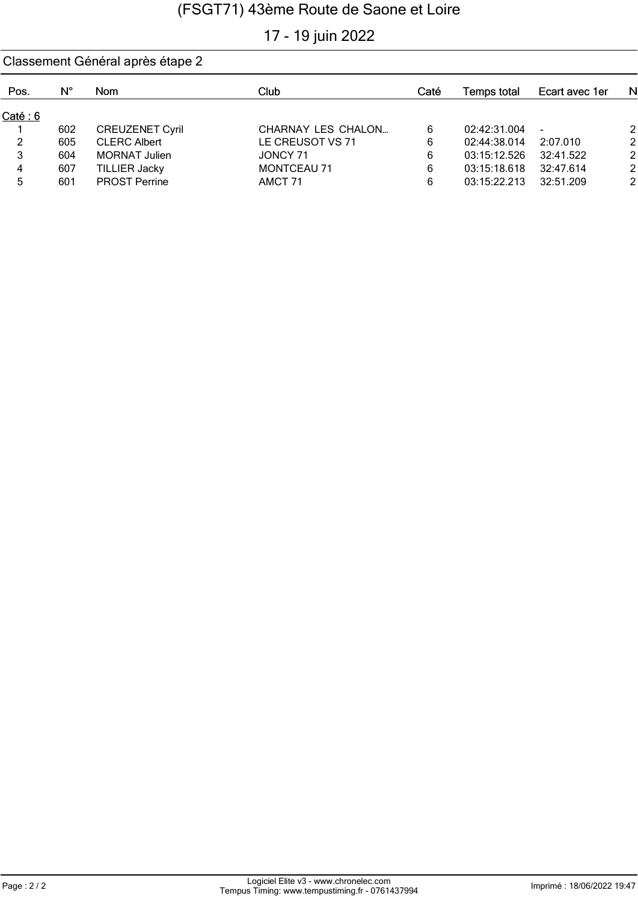# (FSGT71) 43ème Route de Saone et Loire

17 - 19 juin 2022

## Classement Général après étape 2

| Pos. | N° | Nom | Club | Caté | Temps total | Ecart avec 1er | N |
|---|---|---|---|---|---|---|---|
| **Caté : 6** | | | | | | | |
| 1 | 602 | CREUZENET Cyril | CHARNAY LES CHALON... | 6 | 02:42:31.004 | - | 2 |
| 2 | 605 | CLERC Albert | LE CREUSOT VS 71 | 6 | 02:44:38.014 | 2:07.010 | 2 |
| 3 | 604 | MORNAT Julien | JONCY 71 | 6 | 03:15:12.526 | 32:41.522 | 2 |
| 4 | 607 | TILLIER Jacky | MONTCEAU 71 | 6 | 03:15:18.618 | 32:47.614 | 2 |
| 5 | 601 | PROST Perrine | AMCT 71 | 6 | 03:15:22.213 | 32:51.209 | 2 |

Logiciel Elite v3 - www.chronelec.com
Tempus Timing: www.tempustiming.fr - 0761437994

Imprimé : 18/06/2022 19:47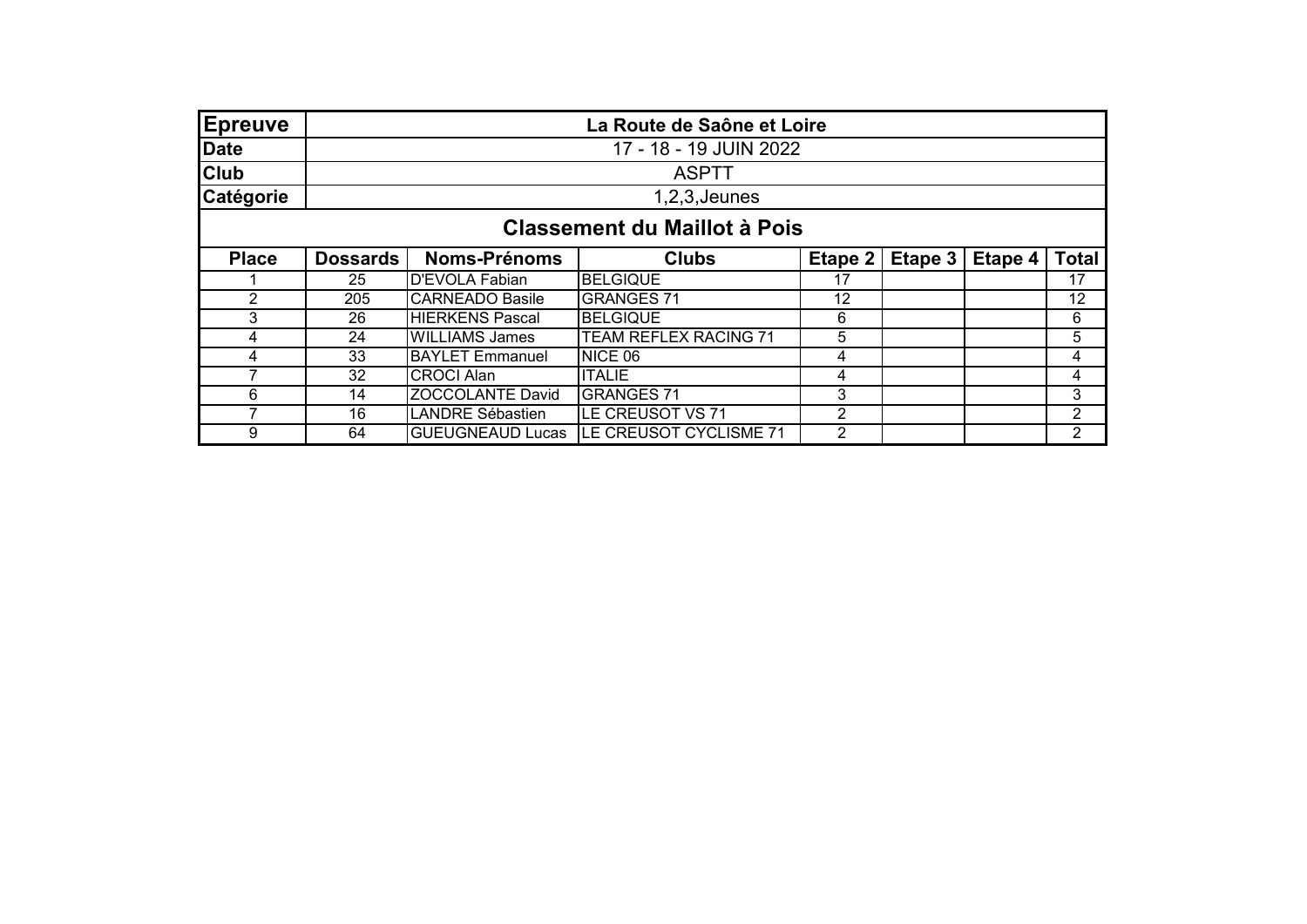| Epreuve | La Route de Saône et Loire |
|---|---|
| Date | 17 - 18 - 19 JUIN 2022 |
| Club | ASPTT |
| Catégorie | 1,2,3,Jeunes |

## Classement du Maillot à Pois

| Place | Dossards | Noms-Prénoms | Clubs | Etape 2 | Etape 3 | Etape 4 | Total |
|---|---|---|---|---|---|---|---|
| 1 | 25 | D'EVOLA Fabian | BELGIQUE | 17 | | | 17 |
| 2 | 205 | CARNEADO Basile | GRANGES 71 | 12 | | | 12 |
| 3 | 26 | HIERKENS Pascal | BELGIQUE | 6 | | | 6 |
| 4 | 24 | WILLIAMS James | TEAM REFLEX RACING 71 | 5 | | | 5 |
| 4 | 33 | BAYLET Emmanuel | NICE 06 | 4 | | | 4 |
| 7 | 32 | CROCI Alan | ITALIE | 4 | | | 4 |
| 6 | 14 | ZOCCOLANTE David | GRANGES 71 | 3 | | | 3 |
| 7 | 16 | LANDRE Sébastien | LE CREUSOT VS 71 | 2 | | | 2 |
| 9 | 64 | GUEUGNEAUD Lucas | LE CREUSOT CYCLISME 71 | 2 | | | 2 |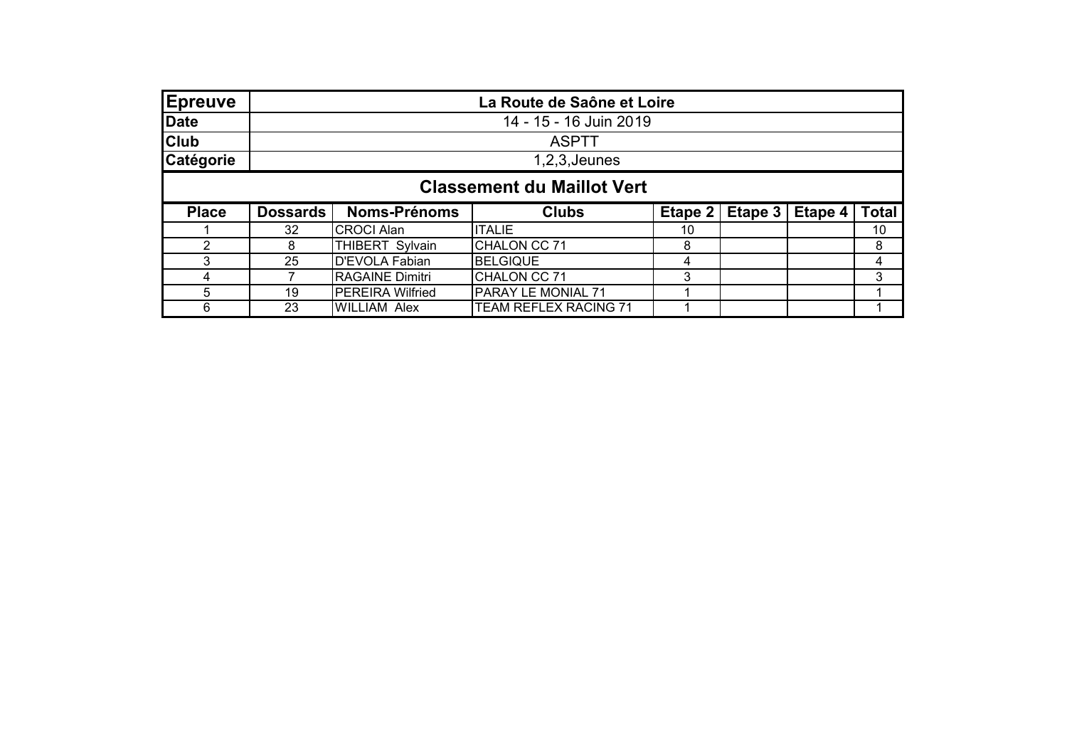| | |
|---|---|
| **Epreuve** | **La Route de Saône et Loire** |
| **Date** | 14 - 15 - 16 Juin 2019 |
| **Club** | ASPTT |
| **Catégorie** | 1,2,3,Jeunes |

## Classement du Maillot Vert

| Place | Dossards | Noms-Prénoms | Clubs | Etape 2 | Etape 3 | Etape 4 | Total |
|---|---|---|---|---|---|---|---|
| 1 | 32 | CROCI Alan | ITALIE | 10 | | | 10 |
| 2 | 8 | THIBERT Sylvain | CHALON CC 71 | 8 | | | 8 |
| 3 | 25 | D'EVOLA Fabian | BELGIQUE | 4 | | | 4 |
| 4 | 7 | RAGAINE Dimitri | CHALON CC 71 | 3 | | | 3 |
| 5 | 19 | PEREIRA Wilfried | PARAY LE MONIAL 71 | 1 | | | 1 |
| 6 | 23 | WILLIAM Alex | TEAM REFLEX RACING 71 | 1 | | | 1 |